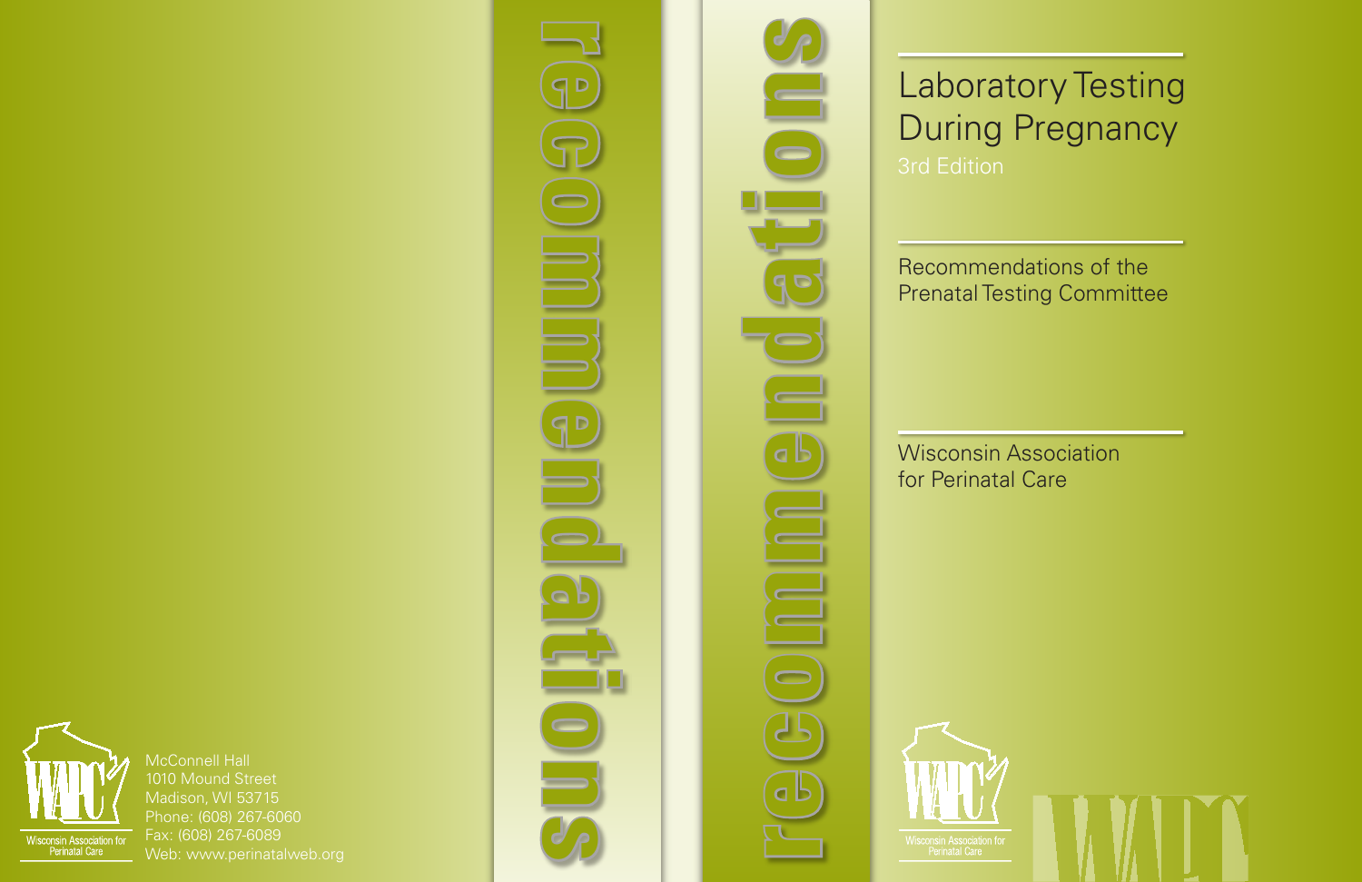# Laboratory Testing During Pregnancy

3rd Edition

Recommendations of the Prenatal Testing Committee

Wisconsin Association for Perinatal Care

recommendations

recommendations

Wisconsin Association for Perinatal Care

McConnell Hall
1010 Mound Street
Madison, WI 53715
Phone: (608) 267-6060
Fax: (608) 267-6089
Web: www.perinatalweb.org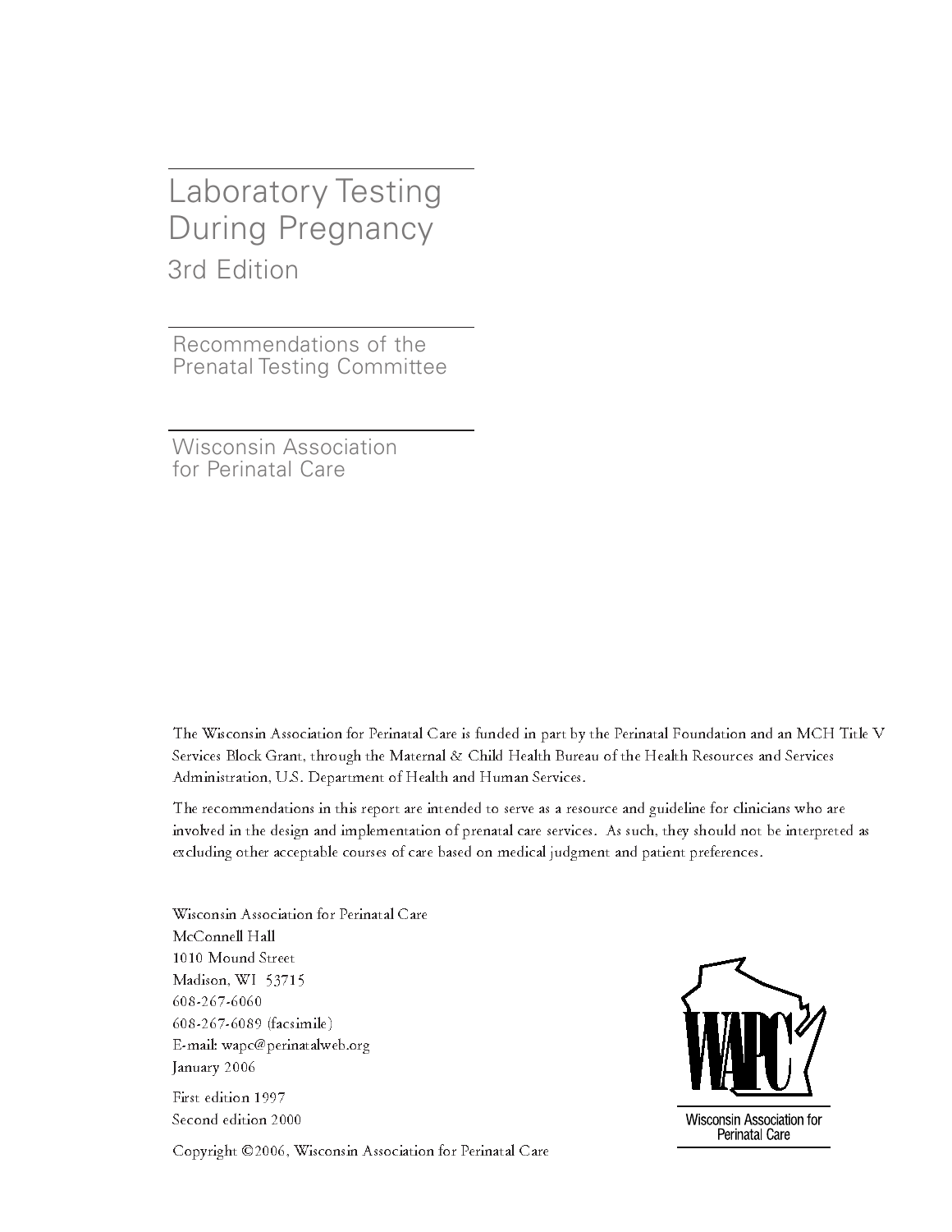# Laboratory Testing During Pregnancy

## 3rd Edition

Recommendations of the Prenatal Testing Committee

Wisconsin Association for Perinatal Care

The Wisconsin Association for Perinatal Care is funded in part by the Perinatal Foundation and an MCH Title V Services Block Grant, through the Maternal & Child Health Bureau of the Health Resources and Services Administration, U.S. Department of Health and Human Services.

The recommendations in this report are intended to serve as a resource and guideline for clinicians who are involved in the design and implementation of prenatal care services. As such, they should not be interpreted as excluding other acceptable courses of care based on medical judgment and patient preferences.

Wisconsin Association for Perinatal Care
McConnell Hall
1010 Mound Street
Madison, WI 53715
608-267-6060
608-267-6089 (facsimile)
E-mail: wapc@perinatalweb.org
January 2006

First edition 1997
Second edition 2000

Copyright ©2006, Wisconsin Association for Perinatal Care

WAPC

Wisconsin Association for Perinatal Care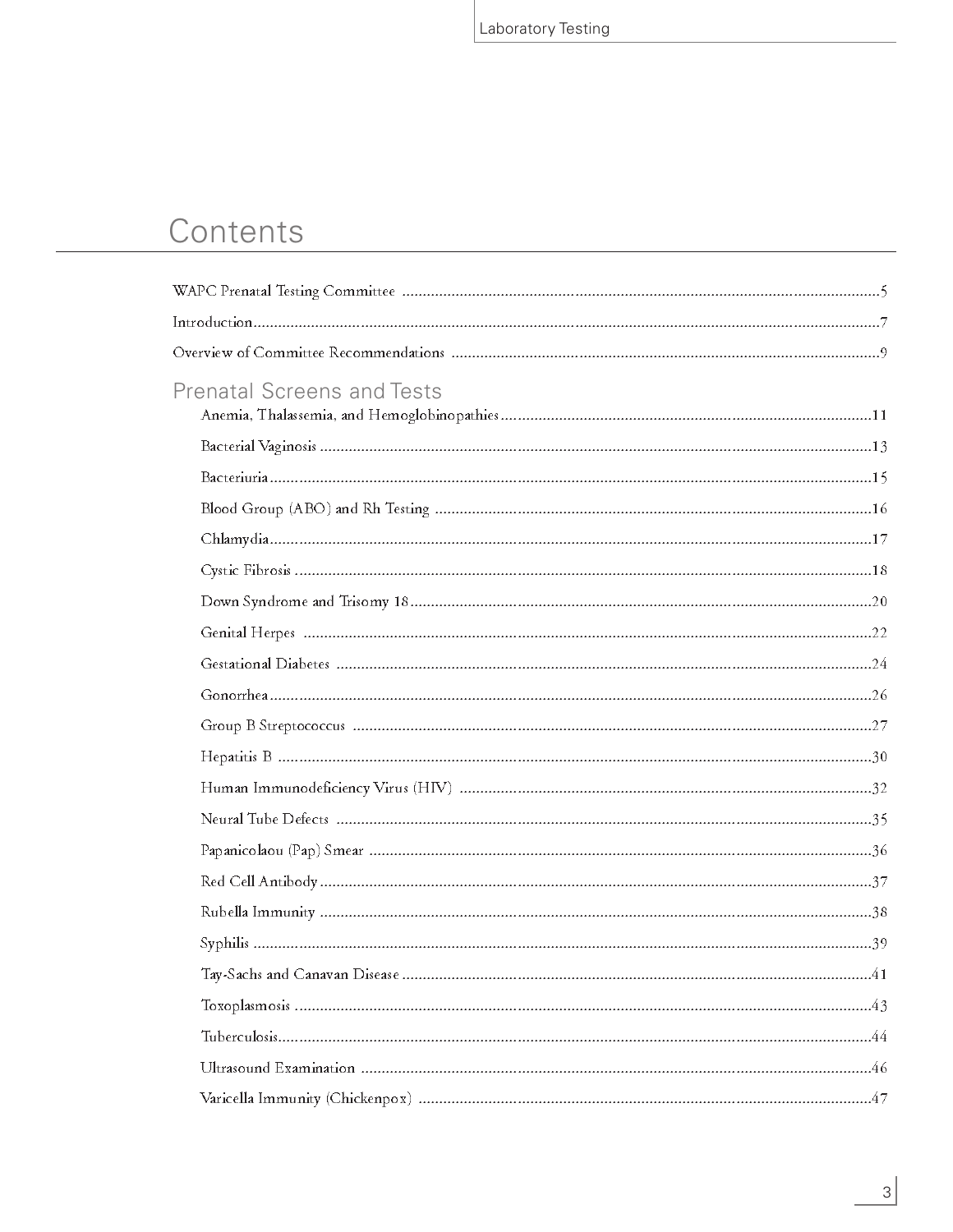# Contents

WAPC Prenatal Testing Committee ....................5

Introduction ....................7

Overview of Committee Recommendations ....................9

## Prenatal Screens and Tests

Anemia, Thalassemia, and Hemoglobinopathies ....................11

Bacterial Vaginosis ....................13

Bacteriuria ....................15

Blood Group (ABO) and Rh Testing ....................16

Chlamydia ....................17

Cystic Fibrosis ....................18

Down Syndrome and Trisomy 18 ....................20

Genital Herpes ....................22

Gestational Diabetes ....................24

Gonorrhea ....................26

Group B Streptococcus ....................27

Hepatitis B ....................30

Human Immunodeficiency Virus (HIV) ....................32

Neural Tube Defects ....................35

Papanicolaou (Pap) Smear ....................36

Red Cell Antibody ....................37

Rubella Immunity ....................38

Syphilis ....................39

Tay-Sachs and Canavan Disease ....................41

Toxoplasmosis ....................43

Tuberculosis ....................44

Ultrasound Examination ....................46

Varicella Immunity (Chickenpox) ....................47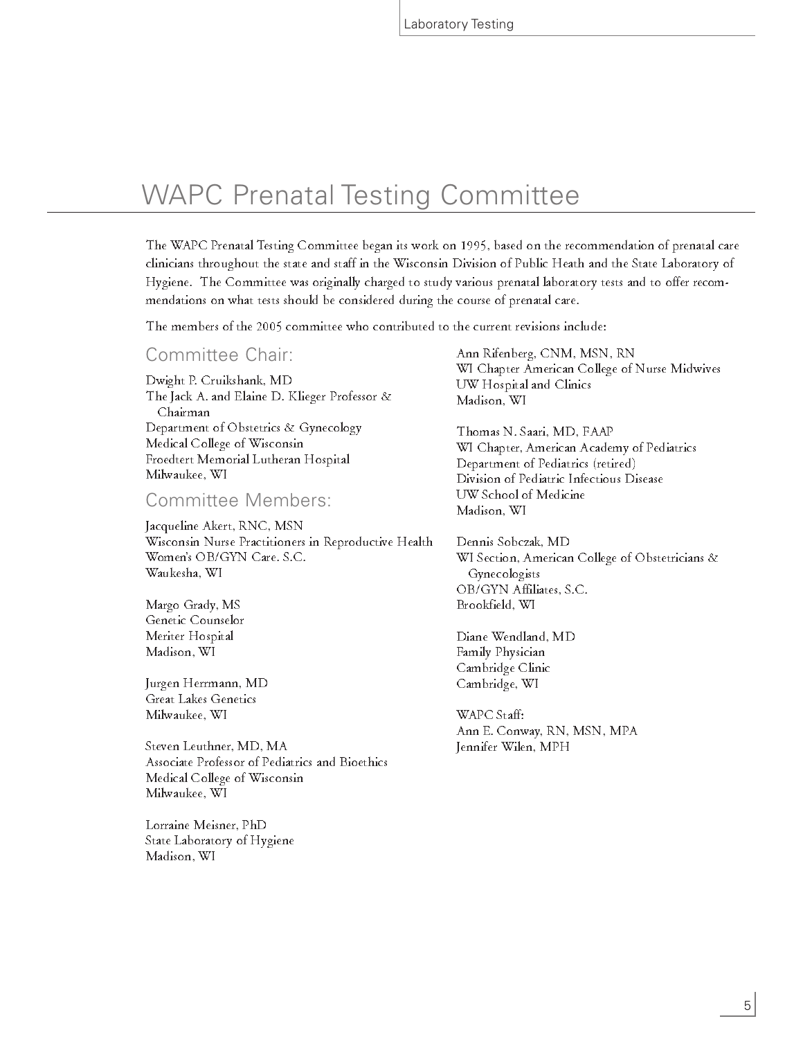# WAPC Prenatal Testing Committee

The WAPC Prenatal Testing Committee began its work on 1995, based on the recommendation of prenatal care clinicians throughout the state and staff in the Wisconsin Division of Public Heath and the State Laboratory of Hygiene. The Committee was originally charged to study various prenatal laboratory tests and to offer recommendations on what tests should be considered during the course of prenatal care.

The members of the 2005 committee who contributed to the current revisions include:

## Committee Chair:

Dwight P. Cruikshank, MD
The Jack A. and Elaine D. Klieger Professor & Chairman
Department of Obstetrics & Gynecology
Medical College of Wisconsin
Froedtert Memorial Lutheran Hospital
Milwaukee, WI

## Committee Members:

Jacqueline Akert, RNC, MSN
Wisconsin Nurse Practitioners in Reproductive Health
Women's OB/GYN Care. S.C.
Waukesha, WI

Margo Grady, MS
Genetic Counselor
Meriter Hospital
Madison, WI

Jurgen Herrmann, MD
Great Lakes Genetics
Milwaukee, WI

Steven Leuthner, MD, MA
Associate Professor of Pediatrics and Bioethics
Medical College of Wisconsin
Milwaukee, WI

Lorraine Meisner, PhD
State Laboratory of Hygiene
Madison, WI

Ann Rifenberg, CNM, MSN, RN
WI Chapter American College of Nurse Midwives
UW Hospital and Clinics
Madison, WI

Thomas N. Saari, MD, FAAP
WI Chapter, American Academy of Pediatrics
Department of Pediatrics (retired)
Division of Pediatric Infectious Disease
UW School of Medicine
Madison, WI

Dennis Sobczak, MD
WI Section, American College of Obstetricians & Gynecologists
OB/GYN Affiliates, S.C.
Brookfield, WI

Diane Wendland, MD
Family Physician
Cambridge Clinic
Cambridge, WI

WAPC Staff:
Ann E. Conway, RN, MSN, MPA
Jennifer Wilen, MPH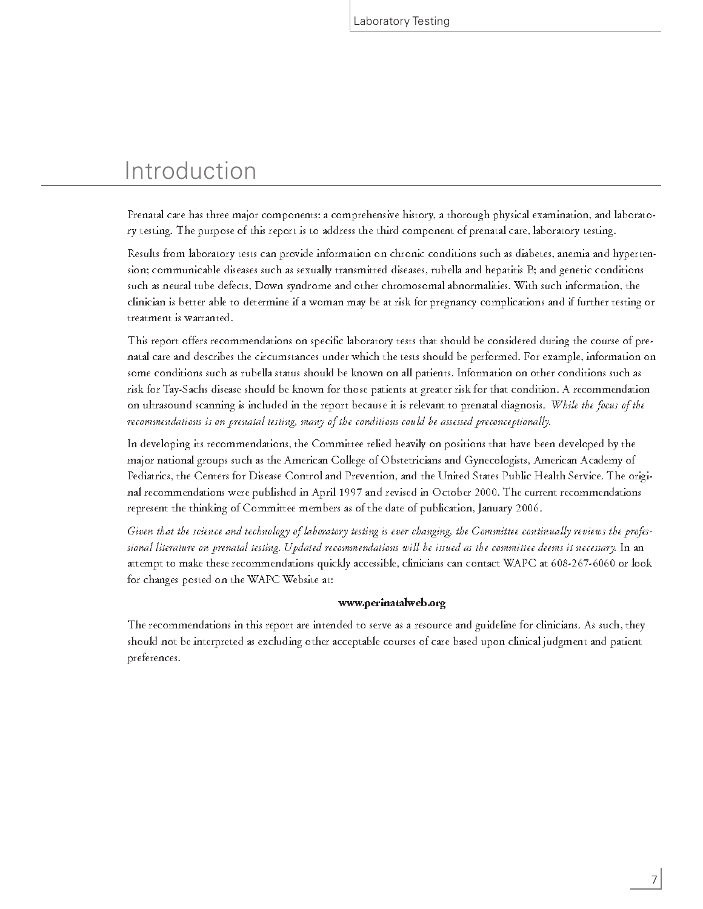# Introduction

Prenatal care has three major components: a comprehensive history, a thorough physical examination, and laboratory testing. The purpose of this report is to address the third component of prenatal care, laboratory testing.

Results from laboratory tests can provide information on chronic conditions such as diabetes, anemia and hypertension; communicable diseases such as sexually transmitted diseases, rubella and hepatitis B; and genetic conditions such as neural tube defects, Down syndrome and other chromosomal abnormalities. With such information, the clinician is better able to determine if a woman may be at risk for pregnancy complications and if further testing or treatment is warranted.

This report offers recommendations on specific laboratory tests that should be considered during the course of prenatal care and describes the circumstances under which the tests should be performed. For example, information on some conditions such as rubella status should be known on all patients. Information on other conditions such as risk for Tay-Sachs disease should be known for those patients at greater risk for that condition. A recommendation on ultrasound scanning is included in the report because it is relevant to prenatal diagnosis. *While the focus of the recommendations is on prenatal testing, many of the conditions could be assessed preconceptionally.*

In developing its recommendations, the Committee relied heavily on positions that have been developed by the major national groups such as the American College of Obstetricians and Gynecologists, American Academy of Pediatrics, the Centers for Disease Control and Prevention, and the United States Public Health Service. The original recommendations were published in April 1997 and revised in October 2000. The current recommendations represent the thinking of Committee members as of the date of publication, January 2006.

*Given that the science and technology of laboratory testing is ever changing, the Committee continually reviews the professional literature on prenatal testing. Updated recommendations will be issued as the committee deems it necessary.* In an attempt to make these recommendations quickly accessible, clinicians can contact WAPC at 608-267-6060 or look for changes posted on the WAPC Website at:

**www.perinatalweb.org**

The recommendations in this report are intended to serve as a resource and guideline for clinicians. As such, they should not be interpreted as excluding other acceptable courses of care based upon clinical judgment and patient preferences.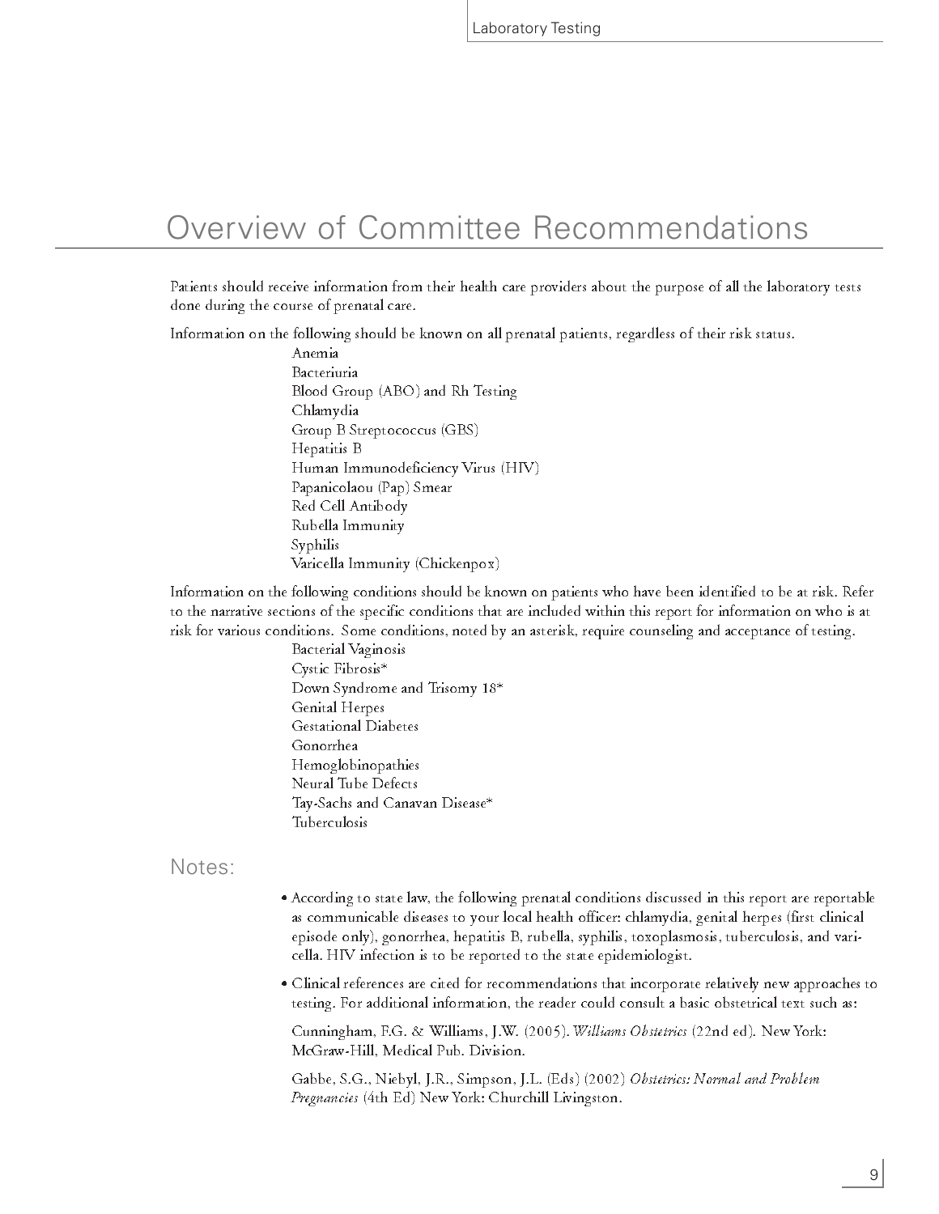# Overview of Committee Recommendations

Patients should receive information from their health care providers about the purpose of all the laboratory tests done during the course of prenatal care.

Information on the following should be known on all prenatal patients, regardless of their risk status.

- Anemia
- Bacteriuria
- Blood Group (ABO) and Rh Testing
- Chlamydia
- Group B Streptococcus (GBS)
- Hepatitis B
- Human Immunodeficiency Virus (HIV)
- Papanicolaou (Pap) Smear
- Red Cell Antibody
- Rubella Immunity
- Syphilis
- Varicella Immunity (Chickenpox)

Information on the following conditions should be known on patients who have been identified to be at risk. Refer to the narrative sections of the specific conditions that are included within this report for information on who is at risk for various conditions. Some conditions, noted by an asterisk, require counseling and acceptance of testing.

- Bacterial Vaginosis
- Cystic Fibrosis*
- Down Syndrome and Trisomy 18*
- Genital Herpes
- Gestational Diabetes
- Gonorrhea
- Hemoglobinopathies
- Neural Tube Defects
- Tay-Sachs and Canavan Disease*
- Tuberculosis

## Notes:

- According to state law, the following prenatal conditions discussed in this report are reportable as communicable diseases to your local health officer: chlamydia, genital herpes (first clinical episode only), gonorrhea, hepatitis B, rubella, syphilis, toxoplasmosis, tuberculosis, and varicella. HIV infection is to be reported to the state epidemiologist.
- Clinical references are cited for recommendations that incorporate relatively new approaches to testing. For additional information, the reader could consult a basic obstetrical text such as:

  Cunningham, F.G. & Williams, J.W. (2005). *Williams Obstetrics* (22nd ed). New York: McGraw-Hill, Medical Pub. Division.

  Gabbe, S.G., Niebyl, J.R., Simpson, J.L. (Eds) (2002) *Obstetrics: Normal and Problem Pregnancies* (4th Ed) New York: Churchill Livingston.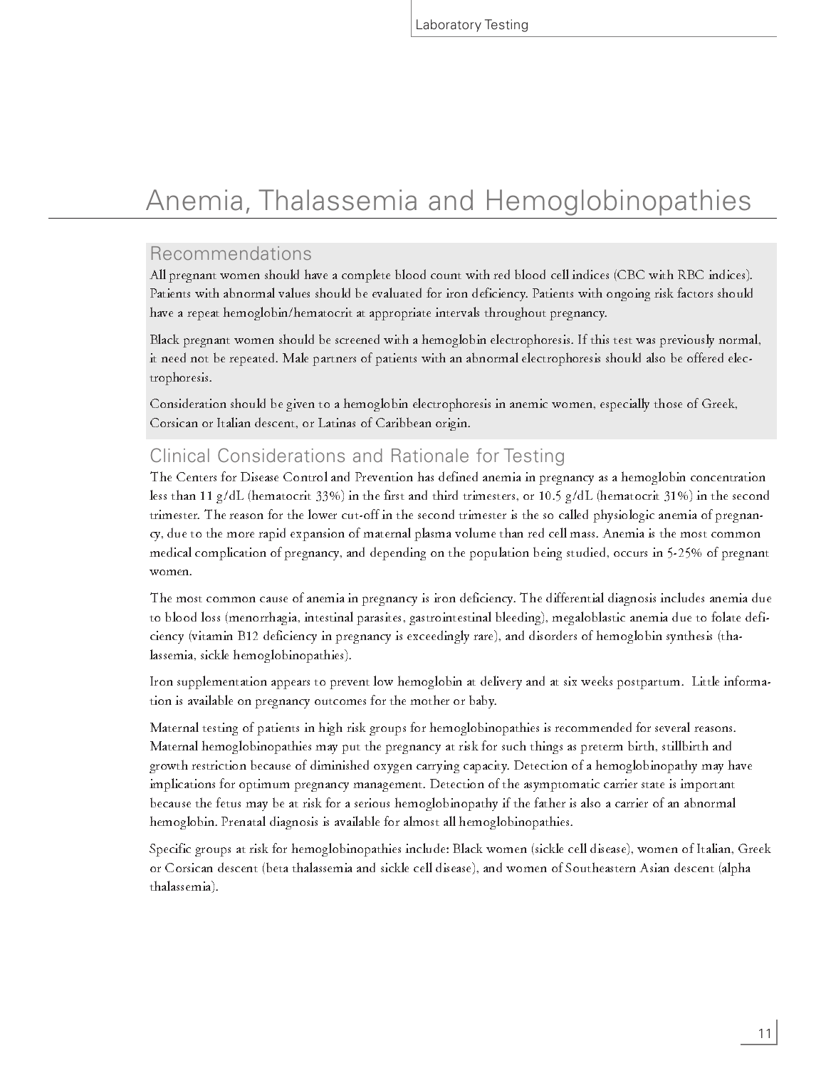# Anemia, Thalassemia and Hemoglobinopathies

## Recommendations

All pregnant women should have a complete blood count with red blood cell indices (CBC with RBC indices). Patients with abnormal values should be evaluated for iron deficiency. Patients with ongoing risk factors should have a repeat hemoglobin/hematocrit at appropriate intervals throughout pregnancy.

Black pregnant women should be screened with a hemoglobin electrophoresis. If this test was previously normal, it need not be repeated. Male partners of patients with an abnormal electrophoresis should also be offered electrophoresis.

Consideration should be given to a hemoglobin electrophoresis in anemic women, especially those of Greek, Corsican or Italian descent, or Latinas of Caribbean origin.

## Clinical Considerations and Rationale for Testing

The Centers for Disease Control and Prevention has defined anemia in pregnancy as a hemoglobin concentration less than 11 g/dL (hematocrit 33%) in the first and third trimesters, or 10.5 g/dL (hematocrit 31%) in the second trimester. The reason for the lower cut-off in the second trimester is the so called physiologic anemia of pregnancy, due to the more rapid expansion of maternal plasma volume than red cell mass. Anemia is the most common medical complication of pregnancy, and depending on the population being studied, occurs in 5-25% of pregnant women.

The most common cause of anemia in pregnancy is iron deficiency. The differential diagnosis includes anemia due to blood loss (menorrhagia, intestinal parasites, gastrointestinal bleeding), megaloblastic anemia due to folate deficiency (vitamin B12 deficiency in pregnancy is exceedingly rare), and disorders of hemoglobin synthesis (thalassemia, sickle hemoglobinopathies).

Iron supplementation appears to prevent low hemoglobin at delivery and at six weeks postpartum. Little information is available on pregnancy outcomes for the mother or baby.

Maternal testing of patients in high risk groups for hemoglobinopathies is recommended for several reasons. Maternal hemoglobinopathies may put the pregnancy at risk for such things as preterm birth, stillbirth and growth restriction because of diminished oxygen carrying capacity. Detection of a hemoglobinopathy may have implications for optimum pregnancy management. Detection of the asymptomatic carrier state is important because the fetus may be at risk for a serious hemoglobinopathy if the father is also a carrier of an abnormal hemoglobin. Prenatal diagnosis is available for almost all hemoglobinopathies.

Specific groups at risk for hemoglobinopathies include: Black women (sickle cell disease), women of Italian, Greek or Corsican descent (beta thalassemia and sickle cell disease), and women of Southeastern Asian descent (alpha thalassemia).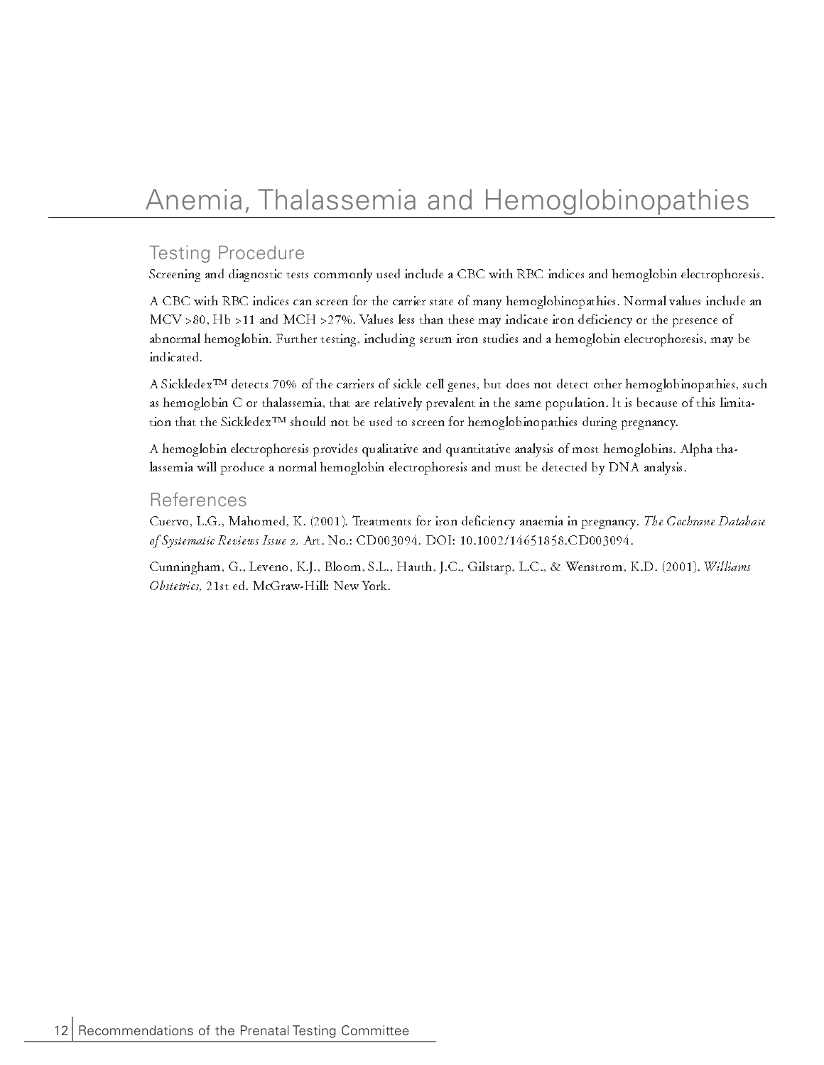# Anemia, Thalassemia and Hemoglobinopathies

## Testing Procedure

Screening and diagnostic tests commonly used include a CBC with RBC indices and hemoglobin electrophoresis.

A CBC with RBC indices can screen for the carrier state of many hemoglobinopathies. Normal values include an MCV >80, Hb >11 and MCH >27%. Values less than these may indicate iron deficiency or the presence of abnormal hemoglobin. Further testing, including serum iron studies and a hemoglobin electrophoresis, may be indicated.

A Sickledex™ detects 70% of the carriers of sickle cell genes, but does not detect other hemoglobinopathies, such as hemoglobin C or thalassemia, that are relatively prevalent in the same population. It is because of this limitation that the Sickledex™ should not be used to screen for hemoglobinopathies during pregnancy.

A hemoglobin electrophoresis provides qualitative and quantitative analysis of most hemoglobins. Alpha thalassemia will produce a normal hemoglobin electrophoresis and must be detected by DNA analysis.

## References

Cuervo, L.G., Mahomed, K. (2001). Treatments for iron deficiency anaemia in pregnancy. *The Cochrane Database of Systematic Reviews Issue 2.* Art. No.: CD003094. DOI: 10.1002/14651858.CD003094.

Cunningham, G., Leveno, K.J., Bloom, S.L., Hauth, J.C., Gilstarp, L.C., & Wenstrom, K.D. (2001). *Williams Obstetrics,* 21st ed. McGraw-Hill: New York.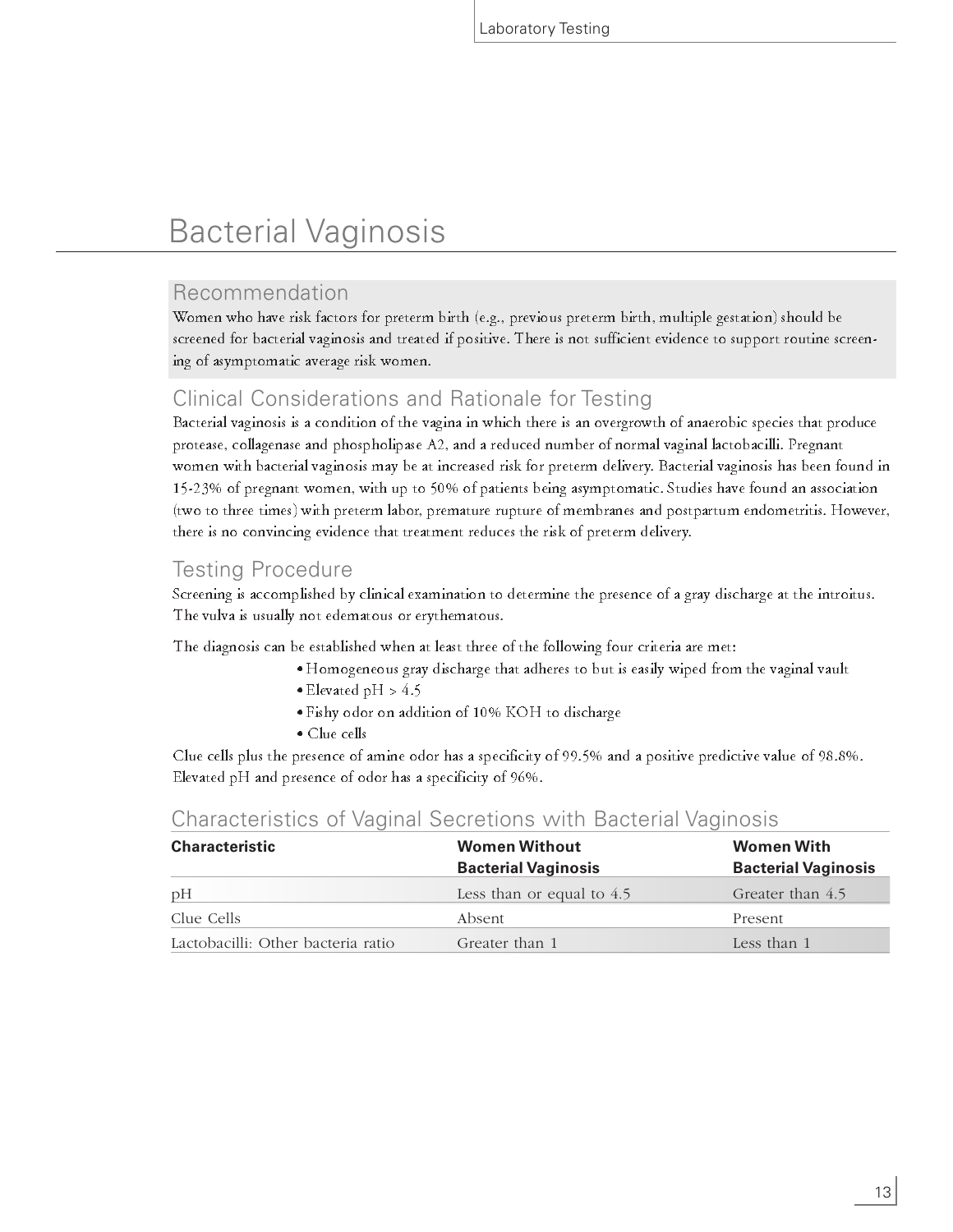# Bacterial Vaginosis

## Recommendation

Women who have risk factors for preterm birth (e.g., previous preterm birth, multiple gestation) should be screened for bacterial vaginosis and treated if positive. There is not sufficient evidence to support routine screening of asymptomatic average risk women.

## Clinical Considerations and Rationale for Testing

Bacterial vaginosis is a condition of the vagina in which there is an overgrowth of anaerobic species that produce protease, collagenase and phospholipase A2, and a reduced number of normal vaginal lactobacilli. Pregnant women with bacterial vaginosis may be at increased risk for preterm delivery. Bacterial vaginosis has been found in 15-23% of pregnant women, with up to 50% of patients being asymptomatic. Studies have found an association (two to three times) with preterm labor, premature rupture of membranes and postpartum endometritis. However, there is no convincing evidence that treatment reduces the risk of preterm delivery.

## Testing Procedure

Screening is accomplished by clinical examination to determine the presence of a gray discharge at the introitus. The vulva is usually not edematous or erythematous.

The diagnosis can be established when at least three of the following four criteria are met:

- Homogeneous gray discharge that adheres to but is easily wiped from the vaginal vault
- Elevated pH > 4.5
- Fishy odor on addition of 10% KOH to discharge
- Clue cells

Clue cells plus the presence of amine odor has a specificity of 99.5% and a positive predictive value of 98.8%. Elevated pH and presence of odor has a specificity of 96%.

## Characteristics of Vaginal Secretions with Bacterial Vaginosis

| Characteristic | Women Without Bacterial Vaginosis | Women With Bacterial Vaginosis |
|---|---|---|
| pH | Less than or equal to 4.5 | Greater than 4.5 |
| Clue Cells | Absent | Present |
| Lactobacilli: Other bacteria ratio | Greater than 1 | Less than 1 |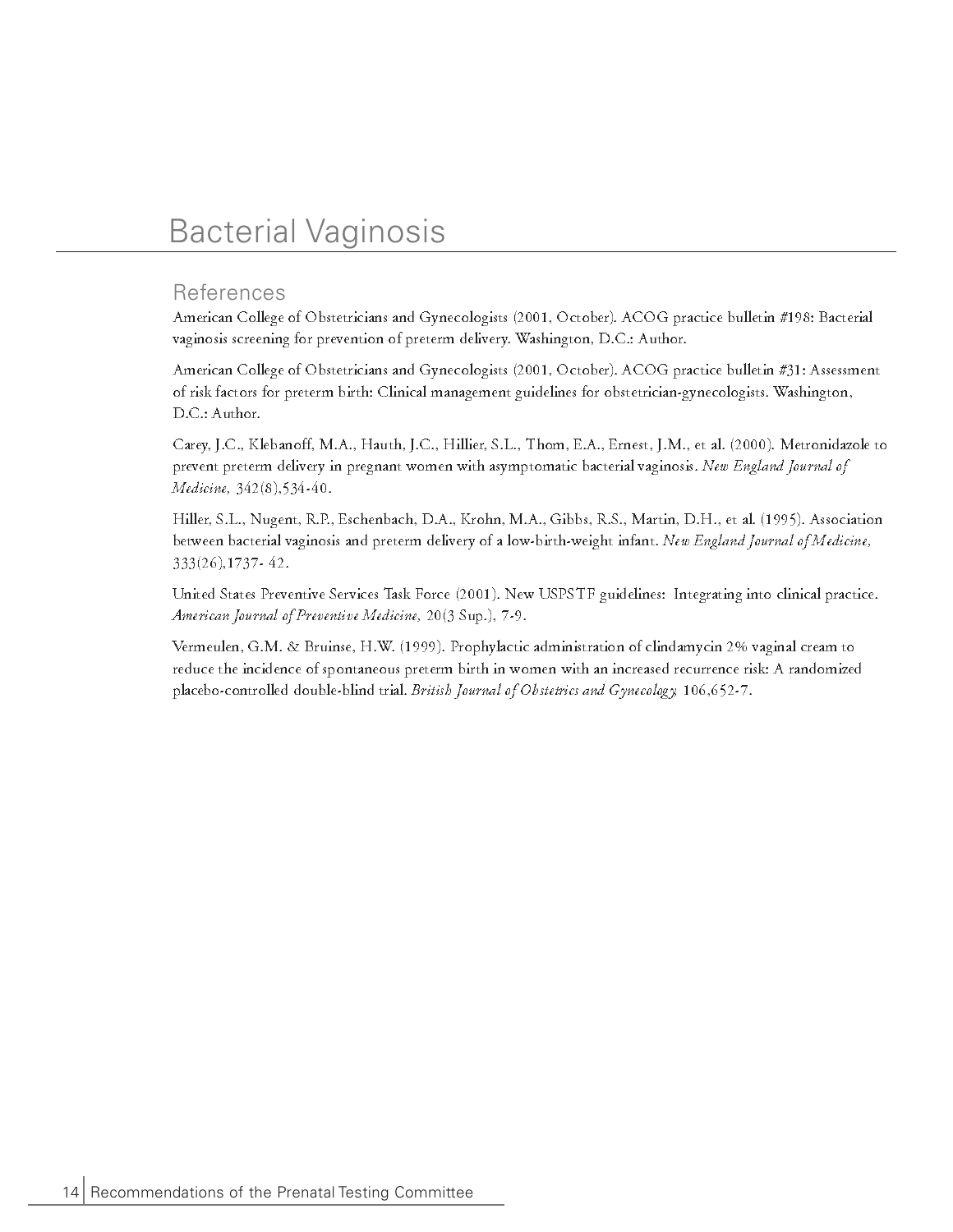# Bacterial Vaginosis

## References

American College of Obstetricians and Gynecologists (2001, October). ACOG practice bulletin #198: Bacterial vaginosis screening for prevention of preterm delivery. Washington, D.C.: Author.

American College of Obstetricians and Gynecologists (2001, October). ACOG practice bulletin #31: Assessment of risk factors for preterm birth: Clinical management guidelines for obstetrician-gynecologists. Washington, D.C.: Author.

Carey, J.C., Klebanoff, M.A., Hauth, J.C., Hillier, S.L., Thom, E.A., Ernest, J.M., et al. (2000). Metronidazole to prevent preterm delivery in pregnant women with asymptomatic bacterial vaginosis. *New England Journal of Medicine,* 342(8),534-40.

Hiller, S.L., Nugent, R.P., Eschenbach, D.A., Krohn, M.A., Gibbs, R.S., Martin, D.H., et al. (1995). Association between bacterial vaginosis and preterm delivery of a low-birth-weight infant. *New England Journal of Medicine,* 333(26),1737- 42.

United States Preventive Services Task Force (2001). New USPSTF guidelines: Integrating into clinical practice. *American Journal of Preventive Medicine,* 20(3 Sup.), 7-9.

Vermeulen, G.M. & Bruinse, H.W. (1999). Prophylactic administration of clindamycin 2% vaginal cream to reduce the incidence of spontaneous preterm birth in women with an increased recurrence risk: A randomized placebo-controlled double-blind trial. *British Journal of Obstetrics and Gynecology,* 106,652-7.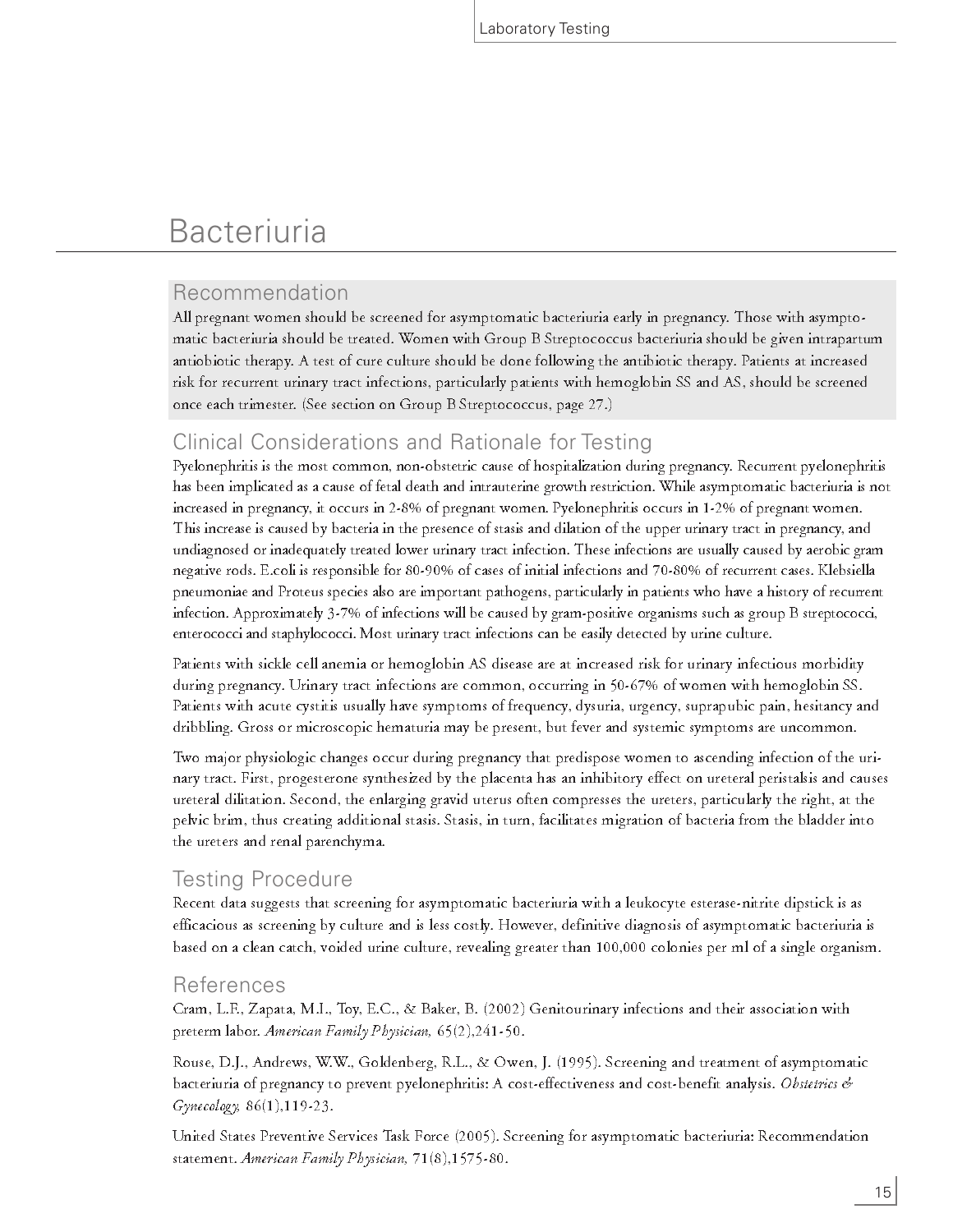# Bacteriuria

## Recommendation

All pregnant women should be screened for asymptomatic bacteriuria early in pregnancy. Those with asymptomatic bacteriuria should be treated. Women with Group B Streptococcus bacteriuria should be given intrapartum antiobiotic therapy. A test of cure culture should be done following the antibiotic therapy. Patients at increased risk for recurrent urinary tract infections, particularly patients with hemoglobin SS and AS, should be screened once each trimester. (See section on Group B Streptococcus, page 27.)

## Clinical Considerations and Rationale for Testing

Pyelonephritis is the most common, non-obstetric cause of hospitalization during pregnancy. Recurrent pyelonephritis has been implicated as a cause of fetal death and intrauterine growth restriction. While asymptomatic bacteriuria is not increased in pregnancy, it occurs in 2-8% of pregnant women. Pyelonephritis occurs in 1-2% of pregnant women. This increase is caused by bacteria in the presence of stasis and dilation of the upper urinary tract in pregnancy, and undiagnosed or inadequately treated lower urinary tract infection. These infections are usually caused by aerobic gram negative rods. E.coli is responsible for 80-90% of cases of initial infections and 70-80% of recurrent cases. Klebsiella pneumoniae and Proteus species also are important pathogens, particularly in patients who have a history of recurrent infection. Approximately 3-7% of infections will be caused by gram-positive organisms such as group B streptococci, enterococci and staphylococci. Most urinary tract infections can be easily detected by urine culture.

Patients with sickle cell anemia or hemoglobin AS disease are at increased risk for urinary infectious morbidity during pregnancy. Urinary tract infections are common, occurring in 50-67% of women with hemoglobin SS. Patients with acute cystitis usually have symptoms of frequency, dysuria, urgency, suprapubic pain, hesitancy and dribbling. Gross or microscopic hematuria may be present, but fever and systemic symptoms are uncommon.

Two major physiologic changes occur during pregnancy that predispose women to ascending infection of the urinary tract. First, progesterone synthesized by the placenta has an inhibitory effect on ureteral peristalsis and causes ureteral dilitation. Second, the enlarging gravid uterus often compresses the ureters, particularly the right, at the pelvic brim, thus creating additional stasis. Stasis, in turn, facilitates migration of bacteria from the bladder into the ureters and renal parenchyma.

## Testing Procedure

Recent data suggests that screening for asymptomatic bacteriuria with a leukocyte esterase-nitrite dipstick is as efficacious as screening by culture and is less costly. However, definitive diagnosis of asymptomatic bacteriuria is based on a clean catch, voided urine culture, revealing greater than 100,000 colonies per ml of a single organism.

## References

Cram, L.F., Zapata, M.I., Toy, E.C., & Baker, B. (2002) Genitourinary infections and their association with preterm labor. *American Family Physician,* 65(2),241-50.

Rouse, D.J., Andrews, W.W., Goldenberg, R.L., & Owen, J. (1995). Screening and treatment of asymptomatic bacteriuria of pregnancy to prevent pyelonephritis: A cost-effectiveness and cost-benefit analysis. *Obstetrics & Gynecology,* 86(1),119-23.

United States Preventive Services Task Force (2005). Screening for asymptomatic bacteriuria: Recommendation statement. *American Family Physician,* 71(8),1575-80.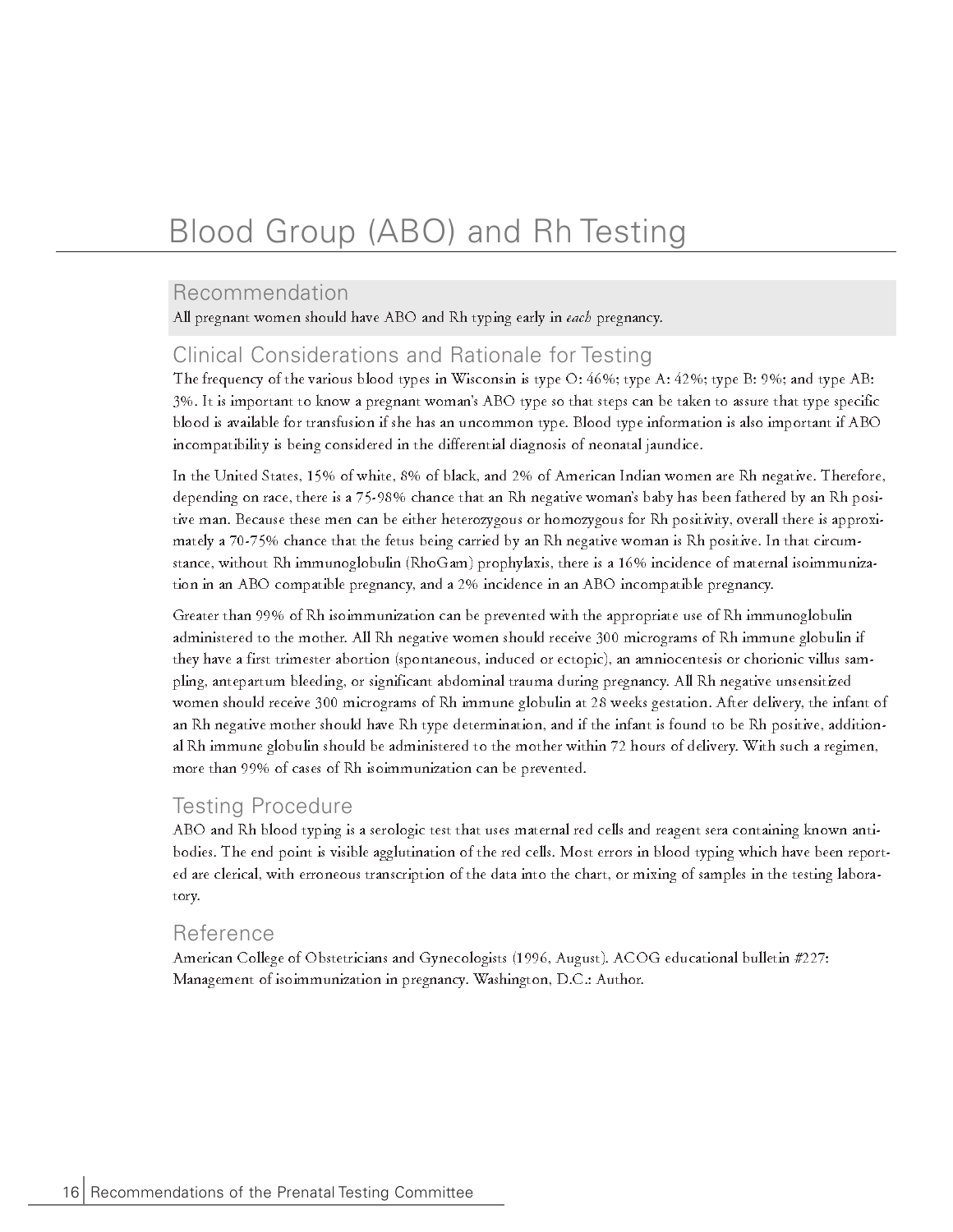# Blood Group (ABO) and Rh Testing

## Recommendation

All pregnant women should have ABO and Rh typing early in *each* pregnancy.

## Clinical Considerations and Rationale for Testing

The frequency of the various blood types in Wisconsin is type O: 46%; type A: 42%; type B: 9%; and type AB: 3%. It is important to know a pregnant woman's ABO type so that steps can be taken to assure that type specific blood is available for transfusion if she has an uncommon type. Blood type information is also important if ABO incompatibility is being considered in the differential diagnosis of neonatal jaundice.

In the United States, 15% of white, 8% of black, and 2% of American Indian women are Rh negative. Therefore, depending on race, there is a 75-98% chance that an Rh negative woman's baby has been fathered by an Rh positive man. Because these men can be either heterozygous or homozygous for Rh positivity, overall there is approximately a 70-75% chance that the fetus being carried by an Rh negative woman is Rh positive. In that circumstance, without Rh immunoglobulin (RhoGam) prophylaxis, there is a 16% incidence of maternal isoimmunization in an ABO compatible pregnancy, and a 2% incidence in an ABO incompatible pregnancy.

Greater than 99% of Rh isoimmunization can be prevented with the appropriate use of Rh immunoglobulin administered to the mother. All Rh negative women should receive 300 micrograms of Rh immune globulin if they have a first trimester abortion (spontaneous, induced or ectopic), an amniocentesis or chorionic villus sampling, antepartum bleeding, or significant abdominal trauma during pregnancy. All Rh negative unsensitized women should receive 300 micrograms of Rh immune globulin at 28 weeks gestation. After delivery, the infant of an Rh negative mother should have Rh type determination, and if the infant is found to be Rh positive, additional Rh immune globulin should be administered to the mother within 72 hours of delivery. With such a regimen, more than 99% of cases of Rh isoimmunization can be prevented.

## Testing Procedure

ABO and Rh blood typing is a serologic test that uses maternal red cells and reagent sera containing known antibodies. The end point is visible agglutination of the red cells. Most errors in blood typing which have been reported are clerical, with erroneous transcription of the data into the chart, or mixing of samples in the testing laboratory.

## Reference

American College of Obstetricians and Gynecologists (1996, August). ACOG educational bulletin #227: Management of isoimmunization in pregnancy. Washington, D.C.: Author.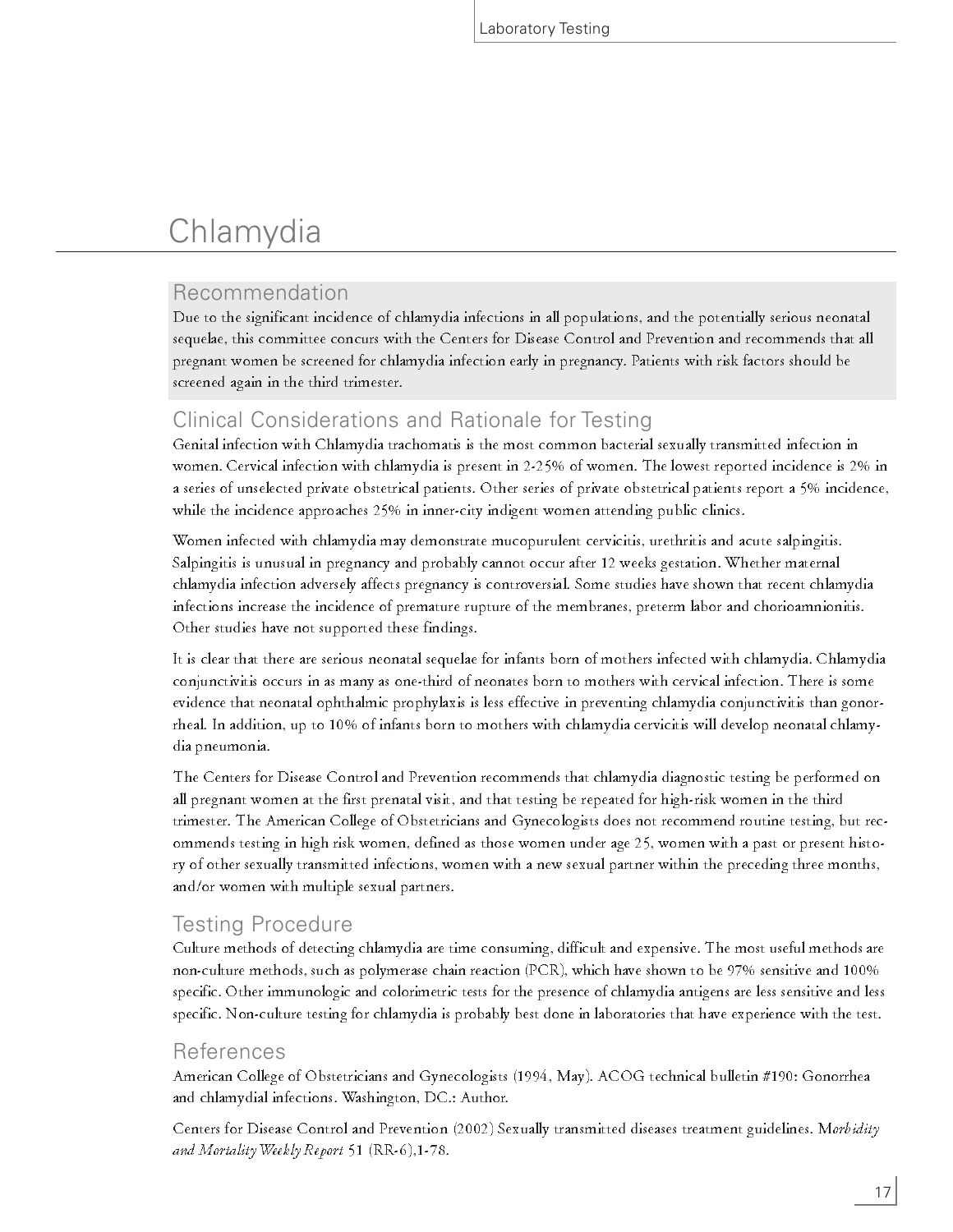# Chlamydia

## Recommendation

Due to the significant incidence of chlamydia infections in all populations, and the potentially serious neonatal sequelae, this committee concurs with the Centers for Disease Control and Prevention and recommends that all pregnant women be screened for chlamydia infection early in pregnancy. Patients with risk factors should be screened again in the third trimester.

## Clinical Considerations and Rationale for Testing

Genital infection with Chlamydia trachomatis is the most common bacterial sexually transmitted infection in women. Cervical infection with chlamydia is present in 2-25% of women. The lowest reported incidence is 2% in a series of unselected private obstetrical patients. Other series of private obstetrical patients report a 5% incidence, while the incidence approaches 25% in inner-city indigent women attending public clinics.

Women infected with chlamydia may demonstrate mucopurulent cervicitis, urethritis and acute salpingitis. Salpingitis is unusual in pregnancy and probably cannot occur after 12 weeks gestation. Whether maternal chlamydia infection adversely affects pregnancy is controversial. Some studies have shown that recent chlamydia infections increase the incidence of premature rupture of the membranes, preterm labor and chorioamnionitis. Other studies have not supported these findings.

It is clear that there are serious neonatal sequelae for infants born of mothers infected with chlamydia. Chlamydia conjunctivitis occurs in as many as one-third of neonates born to mothers with cervical infection. There is some evidence that neonatal ophthalmic prophylaxis is less effective in preventing chlamydia conjunctivitis than gonorrheal. In addition, up to 10% of infants born to mothers with chlamydia cervicitis will develop neonatal chlamydia pneumonia.

The Centers for Disease Control and Prevention recommends that chlamydia diagnostic testing be performed on all pregnant women at the first prenatal visit, and that testing be repeated for high-risk women in the third trimester. The American College of Obstetricians and Gynecologists does not recommend routine testing, but recommends testing in high risk women, defined as those women under age 25, women with a past or present history of other sexually transmitted infections, women with a new sexual partner within the preceding three months, and/or women with multiple sexual partners.

## Testing Procedure

Culture methods of detecting chlamydia are time consuming, difficult and expensive. The most useful methods are non-culture methods, such as polymerase chain reaction (PCR), which have shown to be 97% sensitive and 100% specific. Other immunologic and colorimetric tests for the presence of chlamydia antigens are less sensitive and less specific. Non-culture testing for chlamydia is probably best done in laboratories that have experience with the test.

## References

American College of Obstetricians and Gynecologists (1994, May). ACOG technical bulletin #190: Gonorrhea and chlamydial infections. Washington, DC.: Author.

Centers for Disease Control and Prevention (2002) Sexually transmitted diseases treatment guidelines. *Morbidity and Mortality Weekly Report* 51 (RR-6),1-78.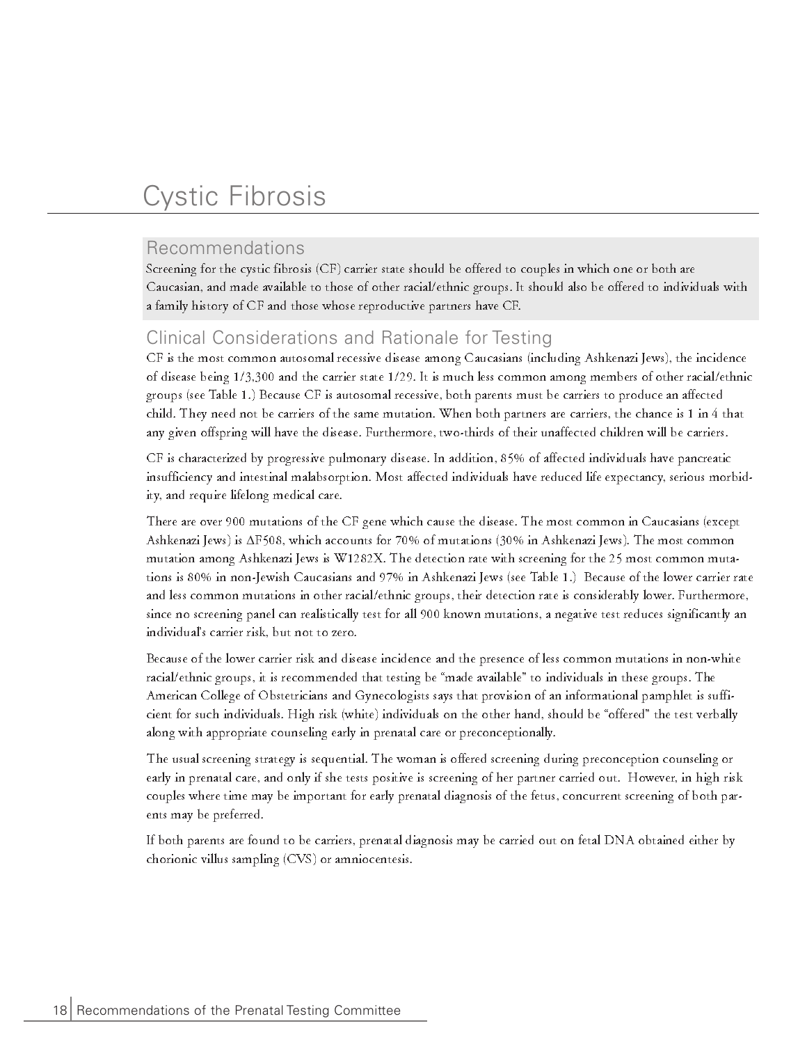# Cystic Fibrosis

## Recommendations

Screening for the cystic fibrosis (CF) carrier state should be offered to couples in which one or both are Caucasian, and made available to those of other racial/ethnic groups. It should also be offered to individuals with a family history of CF and those whose reproductive partners have CF.

## Clinical Considerations and Rationale for Testing

CF is the most common autosomal recessive disease among Caucasians (including Ashkenazi Jews), the incidence of disease being 1/3,300 and the carrier state 1/29. It is much less common among members of other racial/ethnic groups (see Table 1.) Because CF is autosomal recessive, both parents must be carriers to produce an affected child. They need not be carriers of the same mutation. When both partners are carriers, the chance is 1 in 4 that any given offspring will have the disease. Furthermore, two-thirds of their unaffected children will be carriers.

CF is characterized by progressive pulmonary disease. In addition, 85% of affected individuals have pancreatic insufficiency and intestinal malabsorption. Most affected individuals have reduced life expectancy, serious morbidity, and require lifelong medical care.

There are over 900 mutations of the CF gene which cause the disease. The most common in Caucasians (except Ashkenazi Jews) is ΔF508, which accounts for 70% of mutations (30% in Ashkenazi Jews). The most common mutation among Ashkenazi Jews is W1282X. The detection rate with screening for the 25 most common mutations is 80% in non-Jewish Caucasians and 97% in Ashkenazi Jews (see Table 1.) Because of the lower carrier rate and less common mutations in other racial/ethnic groups, their detection rate is considerably lower. Furthermore, since no screening panel can realistically test for all 900 known mutations, a negative test reduces significantly an individual's carrier risk, but not to zero.

Because of the lower carrier risk and disease incidence and the presence of less common mutations in non-white racial/ethnic groups, it is recommended that testing be "made available" to individuals in these groups. The American College of Obstetricians and Gynecologists says that provision of an informational pamphlet is sufficient for such individuals. High risk (white) individuals on the other hand, should be "offered" the test verbally along with appropriate counseling early in prenatal care or preconceptionally.

The usual screening strategy is sequential. The woman is offered screening during preconception counseling or early in prenatal care, and only if she tests positive is screening of her partner carried out. However, in high risk couples where time may be important for early prenatal diagnosis of the fetus, concurrent screening of both parents may be preferred.

If both parents are found to be carriers, prenatal diagnosis may be carried out on fetal DNA obtained either by chorionic villus sampling (CVS) or amniocentesis.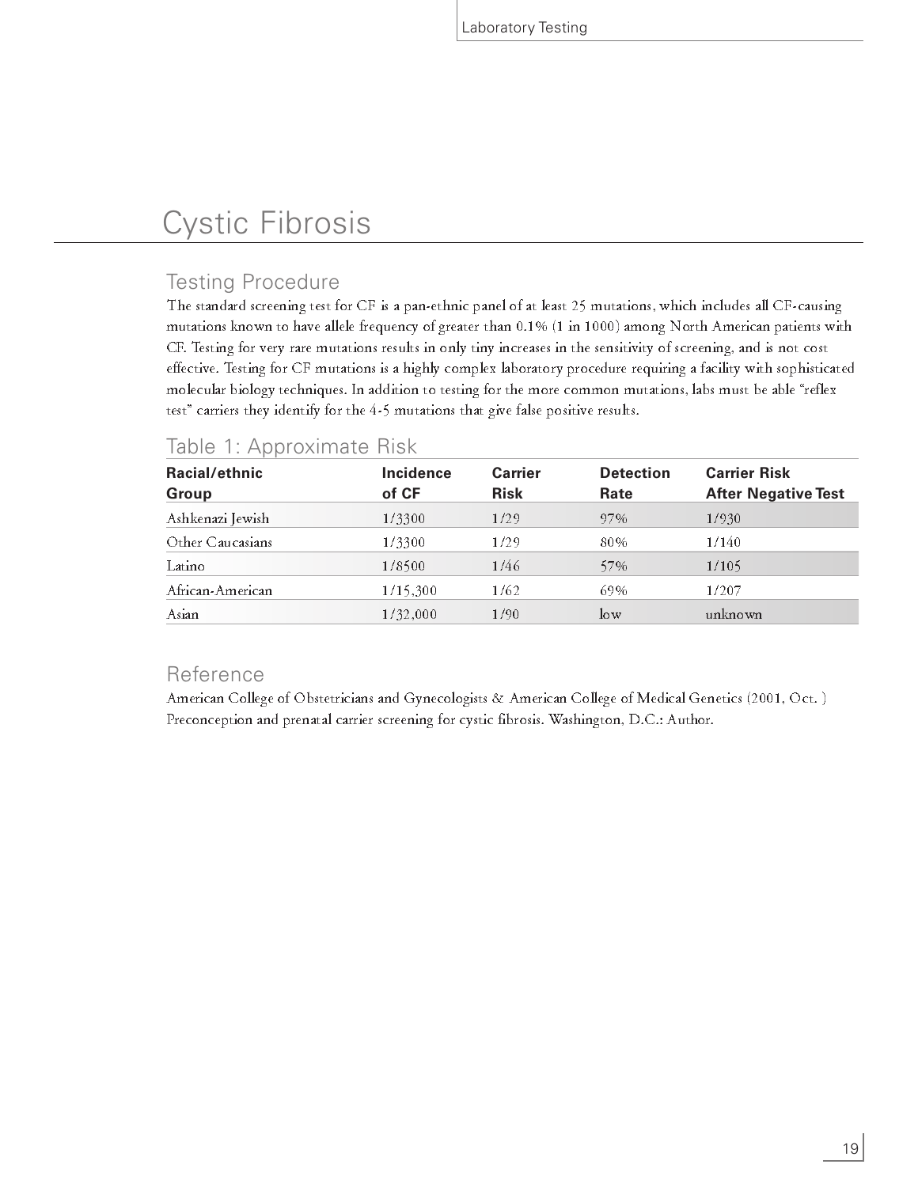# Cystic Fibrosis

## Testing Procedure

The standard screening test for CF is a pan-ethnic panel of at least 25 mutations, which includes all CF-causing mutations known to have allele frequency of greater than 0.1% (1 in 1000) among North American patients with CF. Testing for very rare mutations results in only tiny increases in the sensitivity of screening, and is not cost effective. Testing for CF mutations is a highly complex laboratory procedure requiring a facility with sophisticated molecular biology techniques. In addition to testing for the more common mutations, labs must be able "reflex test" carriers they identify for the 4-5 mutations that give false positive results.

## Table 1: Approximate Risk

| Racial/ethnic Group | Incidence of CF | Carrier Risk | Detection Rate | Carrier Risk After Negative Test |
|---|---|---|---|---|
| Ashkenazi Jewish | 1/3300 | 1/29 | 97% | 1/930 |
| Other Caucasians | 1/3300 | 1/29 | 80% | 1/140 |
| Latino | 1/8500 | 1/46 | 57% | 1/105 |
| African-American | 1/15,300 | 1/62 | 69% | 1/207 |
| Asian | 1/32,000 | 1/90 | low | unknown |

## Reference

American College of Obstetricians and Gynecologists & American College of Medical Genetics (2001, Oct. ) Preconception and prenatal carrier screening for cystic fibrosis. Washington, D.C.: Author.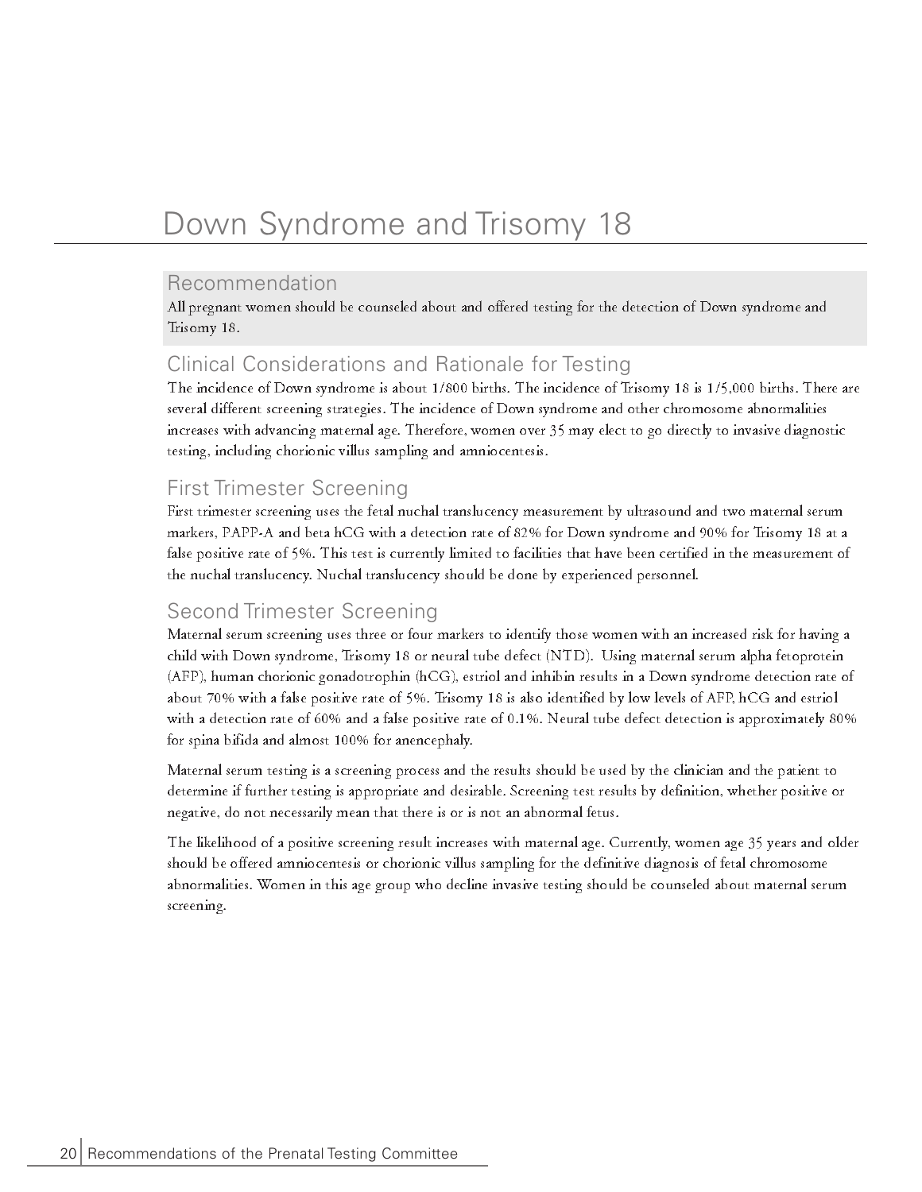# Down Syndrome and Trisomy 18

## Recommendation

All pregnant women should be counseled about and offered testing for the detection of Down syndrome and Trisomy 18.

## Clinical Considerations and Rationale for Testing

The incidence of Down syndrome is about 1/800 births. The incidence of Trisomy 18 is 1/5,000 births. There are several different screening strategies. The incidence of Down syndrome and other chromosome abnormalities increases with advancing maternal age. Therefore, women over 35 may elect to go directly to invasive diagnostic testing, including chorionic villus sampling and amniocentesis.

## First Trimester Screening

First trimester screening uses the fetal nuchal translucency measurement by ultrasound and two maternal serum markers, PAPP-A and beta hCG with a detection rate of 82% for Down syndrome and 90% for Trisomy 18 at a false positive rate of 5%. This test is currently limited to facilities that have been certified in the measurement of the nuchal translucency. Nuchal translucency should be done by experienced personnel.

## Second Trimester Screening

Maternal serum screening uses three or four markers to identify those women with an increased risk for having a child with Down syndrome, Trisomy 18 or neural tube defect (NTD). Using maternal serum alpha fetoprotein (AFP), human chorionic gonadotrophin (hCG), estriol and inhibin results in a Down syndrome detection rate of about 70% with a false positive rate of 5%. Trisomy 18 is also identified by low levels of AFP, hCG and estriol with a detection rate of 60% and a false positive rate of 0.1%. Neural tube defect detection is approximately 80% for spina bifida and almost 100% for anencephaly.

Maternal serum testing is a screening process and the results should be used by the clinician and the patient to determine if further testing is appropriate and desirable. Screening test results by definition, whether positive or negative, do not necessarily mean that there is or is not an abnormal fetus.

The likelihood of a positive screening result increases with maternal age. Currently, women age 35 years and older should be offered amniocentesis or chorionic villus sampling for the definitive diagnosis of fetal chromosome abnormalities. Women in this age group who decline invasive testing should be counseled about maternal serum screening.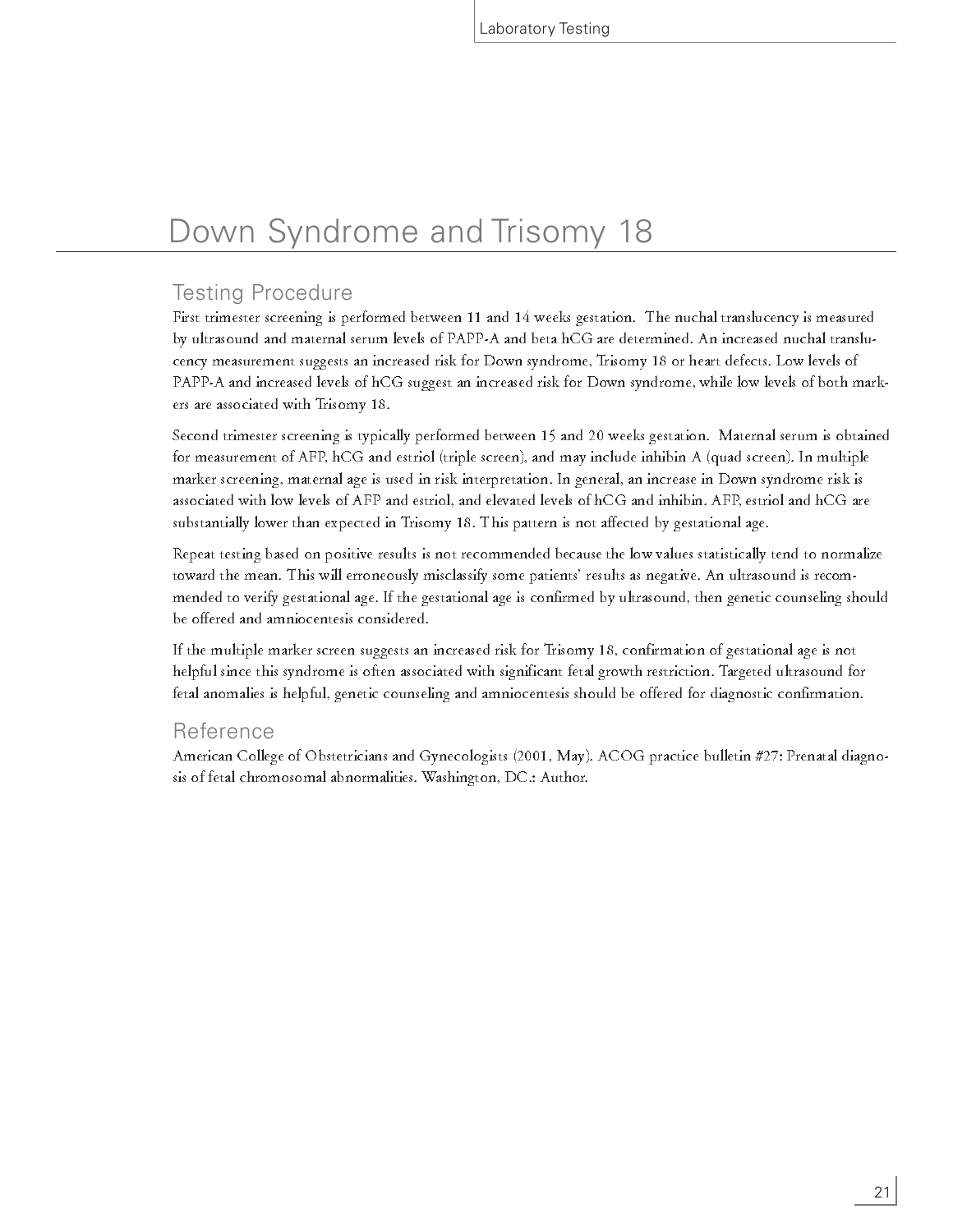# Down Syndrome and Trisomy 18

## Testing Procedure

First trimester screening is performed between 11 and 14 weeks gestation. The nuchal translucency is measured by ultrasound and maternal serum levels of PAPP-A and beta hCG are determined. An increased nuchal translucency measurement suggests an increased risk for Down syndrome, Trisomy 18 or heart defects. Low levels of PAPP-A and increased levels of hCG suggest an increased risk for Down syndrome, while low levels of both markers are associated with Trisomy 18.

Second trimester screening is typically performed between 15 and 20 weeks gestation. Maternal serum is obtained for measurement of AFP, hCG and estriol (triple screen), and may include inhibin A (quad screen). In multiple marker screening, maternal age is used in risk interpretation. In general, an increase in Down syndrome risk is associated with low levels of AFP and estriol, and elevated levels of hCG and inhibin. AFP, estriol and hCG are substantially lower than expected in Trisomy 18. This pattern is not affected by gestational age.

Repeat testing based on positive results is not recommended because the low values statistically tend to normalize toward the mean. This will erroneously misclassify some patients' results as negative. An ultrasound is recommended to verify gestational age. If the gestational age is confirmed by ultrasound, then genetic counseling should be offered and amniocentesis considered.

If the multiple marker screen suggests an increased risk for Trisomy 18, confirmation of gestational age is not helpful since this syndrome is often associated with significant fetal growth restriction. Targeted ultrasound for fetal anomalies is helpful, genetic counseling and amniocentesis should be offered for diagnostic confirmation.

## Reference

American College of Obstetricians and Gynecologists (2001, May). ACOG practice bulletin #27: Prenatal diagnosis of fetal chromosomal abnormalities. Washington, DC.: Author.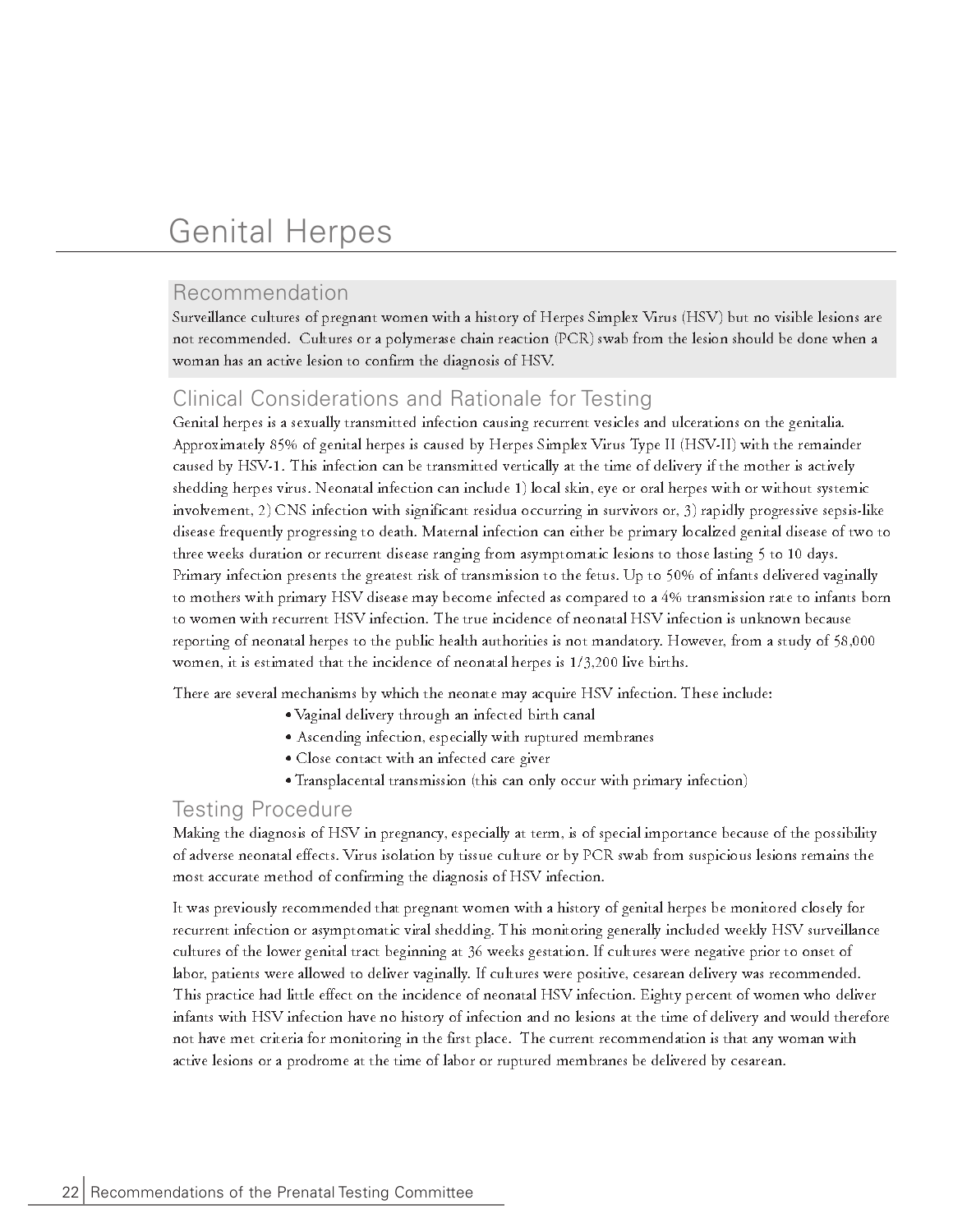# Genital Herpes

## Recommendation

Surveillance cultures of pregnant women with a history of Herpes Simplex Virus (HSV) but no visible lesions are not recommended. Cultures or a polymerase chain reaction (PCR) swab from the lesion should be done when a woman has an active lesion to confirm the diagnosis of HSV.

## Clinical Considerations and Rationale for Testing

Genital herpes is a sexually transmitted infection causing recurrent vesicles and ulcerations on the genitalia. Approximately 85% of genital herpes is caused by Herpes Simplex Virus Type II (HSV-II) with the remainder caused by HSV-1. This infection can be transmitted vertically at the time of delivery if the mother is actively shedding herpes virus. Neonatal infection can include 1) local skin, eye or oral herpes with or without systemic involvement, 2) CNS infection with significant residua occurring in survivors or, 3) rapidly progressive sepsis-like disease frequently progressing to death. Maternal infection can either be primary localized genital disease of two to three weeks duration or recurrent disease ranging from asymptomatic lesions to those lasting 5 to 10 days. Primary infection presents the greatest risk of transmission to the fetus. Up to 50% of infants delivered vaginally to mothers with primary HSV disease may become infected as compared to a 4% transmission rate to infants born to women with recurrent HSV infection. The true incidence of neonatal HSV infection is unknown because reporting of neonatal herpes to the public health authorities is not mandatory. However, from a study of 58,000 women, it is estimated that the incidence of neonatal herpes is 1/3,200 live births.

There are several mechanisms by which the neonate may acquire HSV infection. These include:

- Vaginal delivery through an infected birth canal
- Ascending infection, especially with ruptured membranes
- Close contact with an infected care giver
- Transplacental transmission (this can only occur with primary infection)

## Testing Procedure

Making the diagnosis of HSV in pregnancy, especially at term, is of special importance because of the possibility of adverse neonatal effects. Virus isolation by tissue culture or by PCR swab from suspicious lesions remains the most accurate method of confirming the diagnosis of HSV infection.

It was previously recommended that pregnant women with a history of genital herpes be monitored closely for recurrent infection or asymptomatic viral shedding. This monitoring generally included weekly HSV surveillance cultures of the lower genital tract beginning at 36 weeks gestation. If cultures were negative prior to onset of labor, patients were allowed to deliver vaginally. If cultures were positive, cesarean delivery was recommended. This practice had little effect on the incidence of neonatal HSV infection. Eighty percent of women who deliver infants with HSV infection have no history of infection and no lesions at the time of delivery and would therefore not have met criteria for monitoring in the first place. The current recommendation is that any woman with active lesions or a prodrome at the time of labor or ruptured membranes be delivered by cesarean.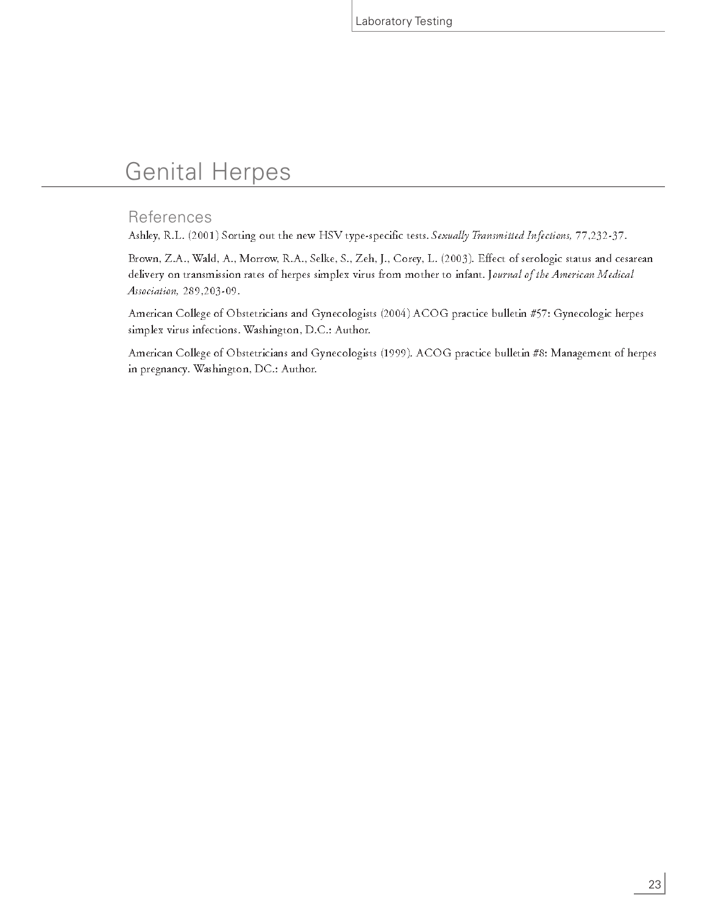# Genital Herpes

## References

Ashley, R.L. (2001) Sorting out the new HSV type-specific tests. *Sexually Transmitted Infections,* 77,232-37.

Brown, Z.A., Wald, A., Morrow, R.A., Selke, S., Zeh, J., Corey, L. (2003). Effect of serologic status and cesarean delivery on transmission rates of herpes simplex virus from mother to infant. J*ournal of the American Medical Association,* 289,203-09.

American College of Obstetricians and Gynecologists (2004) ACOG practice bulletin #57: Gynecologic herpes simplex virus infections. Washington, D.C.: Author.

American College of Obstetricians and Gynecologists (1999). ACOG practice bulletin #8: Management of herpes in pregnancy. Washington, DC.: Author.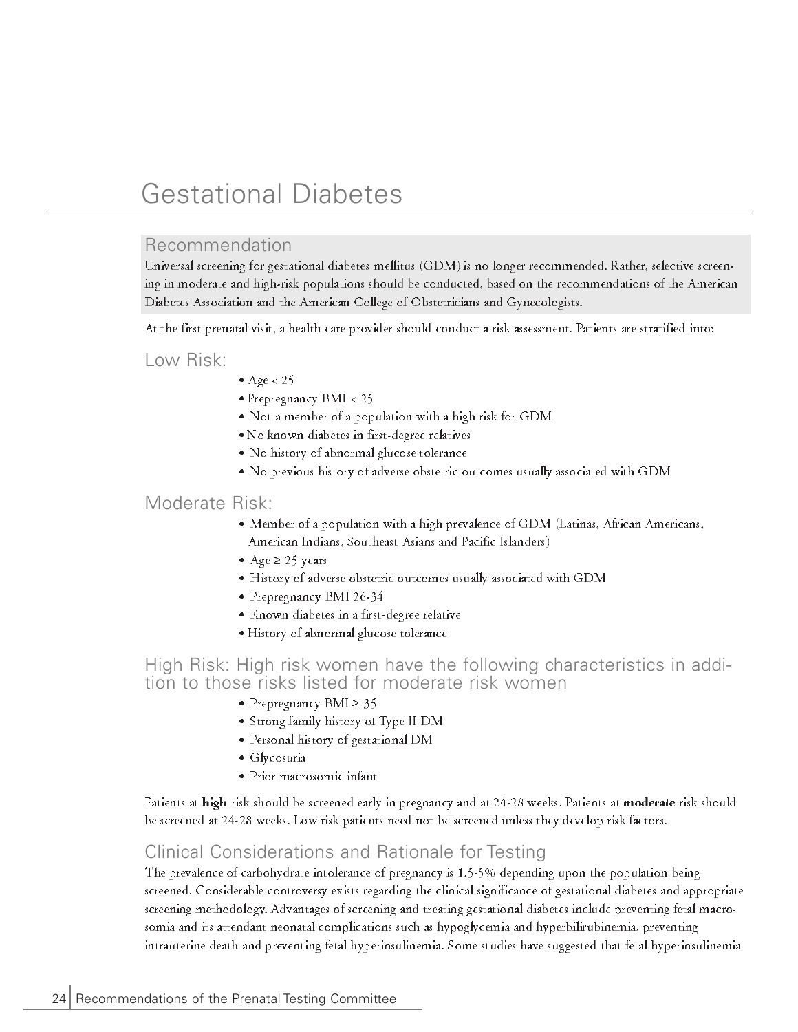# Gestational Diabetes

## Recommendation

Universal screening for gestational diabetes mellitus (GDM) is no longer recommended. Rather, selective screening in moderate and high-risk populations should be conducted, based on the recommendations of the American Diabetes Association and the American College of Obstetricians and Gynecologists.

At the first prenatal visit, a health care provider should conduct a risk assessment. Patients are stratified into:

## Low Risk:

- Age < 25
- Prepregnancy BMI < 25
- Not a member of a population with a high risk for GDM
- No known diabetes in first-degree relatives
- No history of abnormal glucose tolerance
- No previous history of adverse obstetric outcomes usually associated with GDM

## Moderate Risk:

- Member of a population with a high prevalence of GDM (Latinas, African Americans, American Indians, Southeast Asians and Pacific Islanders)
- Age ≥ 25 years
- History of adverse obstetric outcomes usually associated with GDM
- Prepregnancy BMI 26-34
- Known diabetes in a first-degree relative
- History of abnormal glucose tolerance

## High Risk: High risk women have the following characteristics in addition to those risks listed for moderate risk women

- Prepregnancy BMI ≥ 35
- Strong family history of Type II DM
- Personal history of gestational DM
- Glycosuria
- Prior macrosomic infant

Patients at **high** risk should be screened early in pregnancy and at 24-28 weeks. Patients at **moderate** risk should be screened at 24-28 weeks. Low risk patients need not be screened unless they develop risk factors.

## Clinical Considerations and Rationale for Testing

The prevalence of carbohydrate intolerance of pregnancy is 1.5-5% depending upon the population being screened. Considerable controversy exists regarding the clinical significance of gestational diabetes and appropriate screening methodology. Advantages of screening and treating gestational diabetes include preventing fetal macrosomia and its attendant neonatal complications such as hypoglycemia and hyperbilirubinemia, preventing intrauterine death and preventing fetal hyperinsulinemia. Some studies have suggested that fetal hyperinsulinemia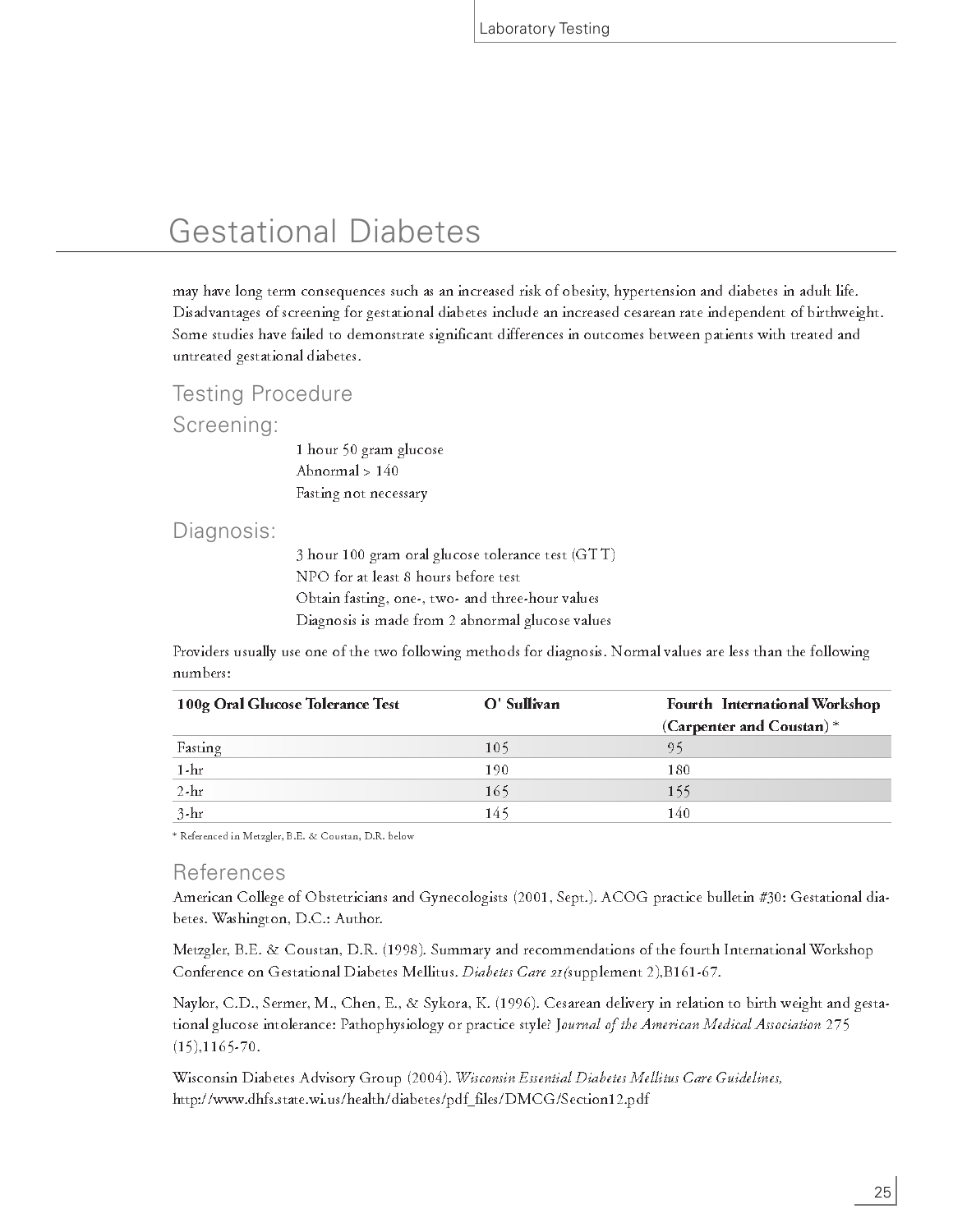# Gestational Diabetes

may have long term consequences such as an increased risk of obesity, hypertension and diabetes in adult life. Disadvantages of screening for gestational diabetes include an increased cesarean rate independent of birthweight. Some studies have failed to demonstrate significant differences in outcomes between patients with treated and untreated gestational diabetes.

## Testing Procedure

## Screening:

1 hour 50 gram glucose
Abnormal > 140
Fasting not necessary

## Diagnosis:

3 hour 100 gram oral glucose tolerance test (GTT)
NPO for at least 8 hours before test
Obtain fasting, one-, two- and three-hour values
Diagnosis is made from 2 abnormal glucose values

Providers usually use one of the two following methods for diagnosis. Normal values are less than the following numbers:

| 100g Oral Glucose Tolerance Test | O' Sullivan | Fourth International Workshop (Carpenter and Coustan) * |
|---|---|---|
| Fasting | 105 | 95 |
| 1-hr | 190 | 180 |
| 2-hr | 165 | 155 |
| 3-hr | 145 | 140 |

* Referenced in Metzgler, B.E. & Coustan, D.R. below

## References

American College of Obstetricians and Gynecologists (2001, Sept.). ACOG practice bulletin #30: Gestational diabetes. Washington, D.C.: Author.

Metzgler, B.E. & Coustan, D.R. (1998). Summary and recommendations of the fourth International Workshop Conference on Gestational Diabetes Mellitus. *Diabetes Care 21*(supplement 2),B161-67.

Naylor, C.D., Sermer, M., Chen, E., & Sykora, K. (1996). Cesarean delivery in relation to birth weight and gestational glucose intolerance: Pathophysiology or practice style? *Journal of the American Medical Association* 275 (15),1165-70.

Wisconsin Diabetes Advisory Group (2004). *Wisconsin Essential Diabetes Mellitus Care Guidelines,* http://www.dhfs.state.wi.us/health/diabetes/pdf_files/DMCG/Section12.pdf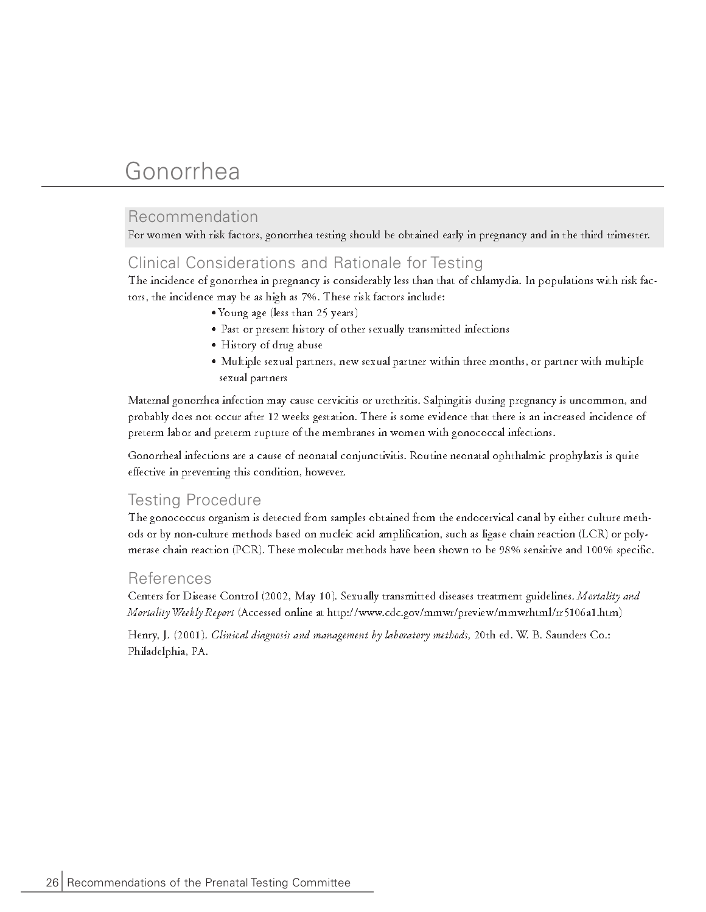# Gonorrhea

## Recommendation

For women with risk factors, gonorrhea testing should be obtained early in pregnancy and in the third trimester.

## Clinical Considerations and Rationale for Testing

The incidence of gonorrhea in pregnancy is considerably less than that of chlamydia. In populations with risk factors, the incidence may be as high as 7%. These risk factors include:

- Young age (less than 25 years)
- Past or present history of other sexually transmitted infections
- History of drug abuse
- Multiple sexual partners, new sexual partner within three months, or partner with multiple sexual partners

Maternal gonorrhea infection may cause cervicitis or urethritis. Salpingitis during pregnancy is uncommon, and probably does not occur after 12 weeks gestation. There is some evidence that there is an increased incidence of preterm labor and preterm rupture of the membranes in women with gonococcal infections.

Gonorrheal infections are a cause of neonatal conjunctivitis. Routine neonatal ophthalmic prophylaxis is quite effective in preventing this condition, however.

## Testing Procedure

The gonococcus organism is detected from samples obtained from the endocervical canal by either culture methods or by non-culture methods based on nucleic acid amplification, such as ligase chain reaction (LCR) or polymerase chain reaction (PCR). These molecular methods have been shown to be 98% sensitive and 100% specific.

## References

Centers for Disease Control (2002, May 10). Sexually transmitted diseases treatment guidelines. *Mortality and Mortality Weekly Report* (Accessed online at http://www.cdc.gov/mmwr/preview/mmwrhtml/rr5106a1.htm)

Henry, J. (2001). *Clinical diagnosis and management by laboratory methods*, 20th ed. W. B. Saunders Co.: Philadelphia, PA.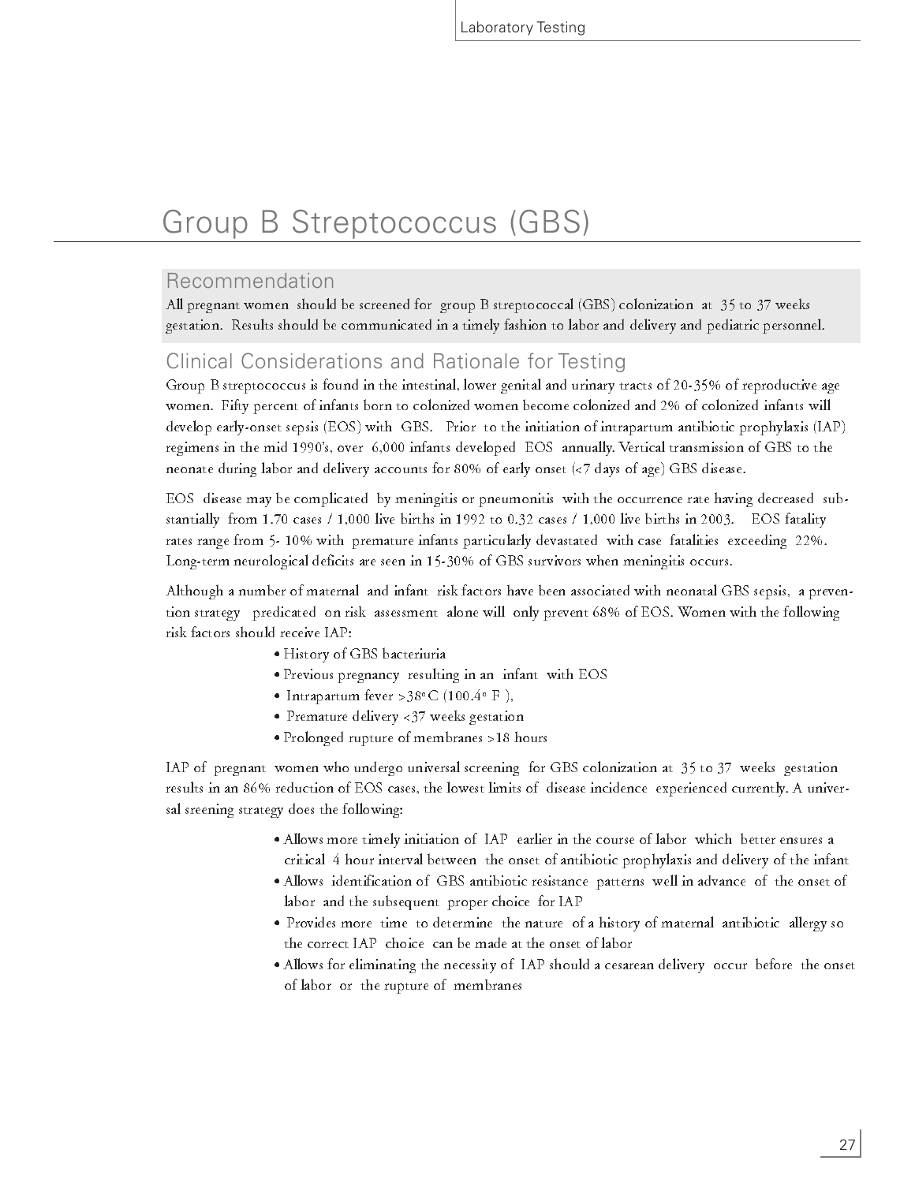# Group B Streptococcus (GBS)

## Recommendation

All pregnant women should be screened for group B streptococcal (GBS) colonization at 35 to 37 weeks gestation. Results should be communicated in a timely fashion to labor and delivery and pediatric personnel.

## Clinical Considerations and Rationale for Testing

Group B streptococcus is found in the intestinal, lower genital and urinary tracts of 20-35% of reproductive age women. Fifty percent of infants born to colonized women become colonized and 2% of colonized infants will develop early-onset sepsis (EOS) with GBS. Prior to the initiation of intrapartum antibiotic prophylaxis (IAP) regimens in the mid 1990's, over 6,000 infants developed EOS annually. Vertical transmission of GBS to the neonate during labor and delivery accounts for 80% of early onset (<7 days of age) GBS disease.

EOS disease may be complicated by meningitis or pneumonitis with the occurrence rate having decreased substantially from 1.70 cases / 1,000 live births in 1992 to 0.32 cases / 1,000 live births in 2003. EOS fatality rates range from 5- 10% with premature infants particularly devastated with case fatalities exceeding 22%. Long-term neurological deficits are seen in 15-30% of GBS survivors when meningitis occurs.

Although a number of maternal and infant risk factors have been associated with neonatal GBS sepsis, a prevention strategy predicated on risk assessment alone will only prevent 68% of EOS. Women with the following risk factors should receive IAP:

- History of GBS bacteriuria
- Previous pregnancy resulting in an infant with EOS
- Intrapartum fever >38°C (100.4° F ),
- Premature delivery <37 weeks gestation
- Prolonged rupture of membranes >18 hours

IAP of pregnant women who undergo universal screening for GBS colonization at 35 to 37 weeks gestation results in an 86% reduction of EOS cases, the lowest limits of disease incidence experienced currently. A universal sreening strategy does the following:

- Allows more timely initiation of IAP earlier in the course of labor which better ensures a critical 4 hour interval between the onset of antibiotic prophylaxis and delivery of the infant
- Allows identification of GBS antibiotic resistance patterns well in advance of the onset of labor and the subsequent proper choice for IAP
- Provides more time to determine the nature of a history of maternal antibiotic allergy so the correct IAP choice can be made at the onset of labor
- Allows for eliminating the necessity of IAP should a cesarean delivery occur before the onset of labor or the rupture of membranes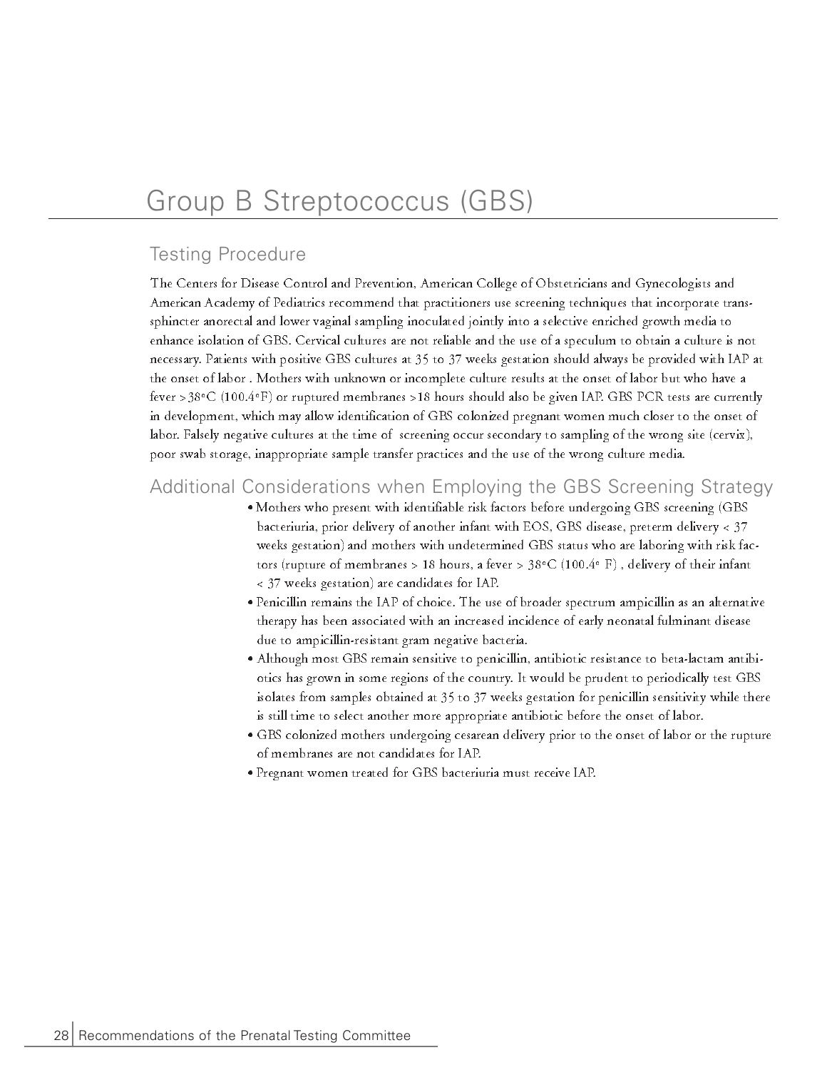# Group B Streptococcus (GBS)

## Testing Procedure

The Centers for Disease Control and Prevention, American College of Obstetricians and Gynecologists and American Academy of Pediatrics recommend that practitioners use screening techniques that incorporate trans-sphincter anorectal and lower vaginal sampling inoculated jointly into a selective enriched growth media to enhance isolation of GBS. Cervical cultures are not reliable and the use of a speculum to obtain a culture is not necessary. Patients with positive GBS cultures at 35 to 37 weeks gestation should always be provided with IAP at the onset of labor . Mothers with unknown or incomplete culture results at the onset of labor but who have a fever >38°C (100.4°F) or ruptured membranes >18 hours should also be given IAP. GBS PCR tests are currently in development, which may allow identification of GBS colonized pregnant women much closer to the onset of labor. Falsely negative cultures at the time of screening occur secondary to sampling of the wrong site (cervix), poor swab storage, inappropriate sample transfer practices and the use of the wrong culture media.

## Additional Considerations when Employing the GBS Screening Strategy

- Mothers who present with identifiable risk factors before undergoing GBS screening (GBS bacteriuria, prior delivery of another infant with EOS, GBS disease, preterm delivery < 37 weeks gestation) and mothers with undetermined GBS status who are laboring with risk factors (rupture of membranes > 18 hours, a fever > 38°C (100.4° F) , delivery of their infant < 37 weeks gestation) are candidates for IAP.
- Penicillin remains the IAP of choice. The use of broader spectrum ampicillin as an alternative therapy has been associated with an increased incidence of early neonatal fulminant disease due to ampicillin-resistant gram negative bacteria.
- Although most GBS remain sensitive to penicillin, antibiotic resistance to beta-lactam antibiotics has grown in some regions of the country. It would be prudent to periodically test GBS isolates from samples obtained at 35 to 37 weeks gestation for penicillin sensitivity while there is still time to select another more appropriate antibiotic before the onset of labor.
- GBS colonized mothers undergoing cesarean delivery prior to the onset of labor or the rupture of membranes are not candidates for IAP.
- Pregnant women treated for GBS bacteriuria must receive IAP.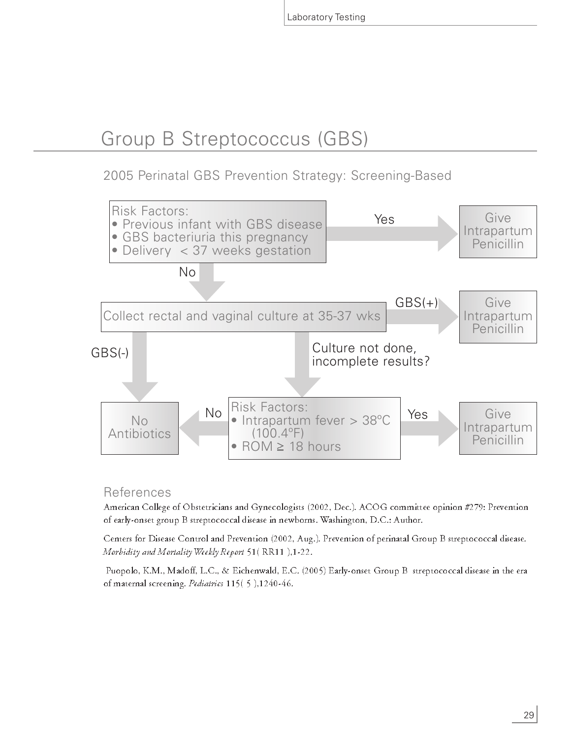# Group B Streptococcus (GBS)

## 2005 Perinatal GBS Prevention Strategy: Screening-Based

Risk Factors:
- Previous infant with GBS disease
- GBS bacteriuria this pregnancy
- Delivery < 37 weeks gestation

Yes → Give Intrapartum Penicillin

No ↓

Collect rectal and vaginal culture at 35-37 wks

GBS(+) → Give Intrapartum Penicillin

GBS(-) → No Antibiotics

Culture not done, incomplete results? ↓

Risk Factors:
- Intrapartum fever > 38ºC (100.4ºF)
- ROM ≥ 18 hours

No → No Antibiotics

Yes → Give Intrapartum Penicillin

### References

American College of Obstetricians and Gynecologists (2002, Dec.). ACOG committee opinion #279: Prevention of early-onset group B streptococcal disease in newborns. Washington, D.C.: Author.

Centers for Disease Control and Prevention (2002, Aug.). Prevention of perinatal Group B streptococcal disease. *Morbidity and Mortality Weekly Report* 51( RR11 ),1-22.

Puopolo, K.M., Madoff, L.C., & Eichenwald, E.C. (2005) Early-onset Group B streptococcal disease in the era of maternal screening. *Pediatrics* 115( 5 ),1240-46.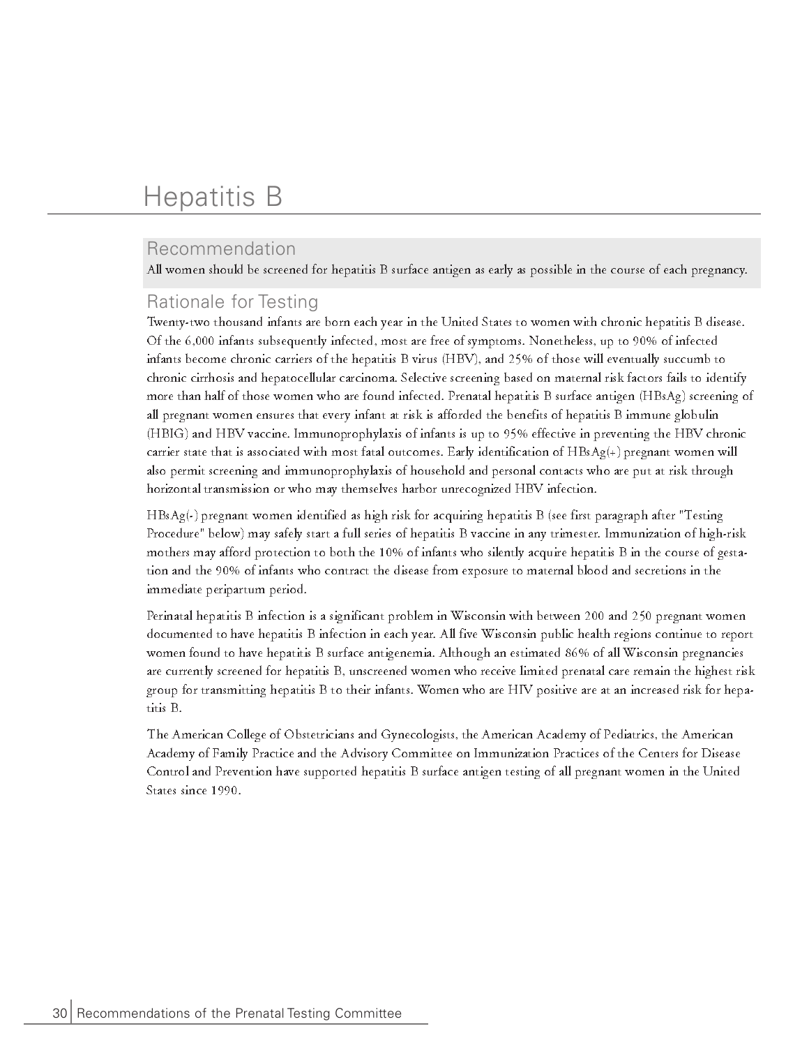# Hepatitis B

## Recommendation

All women should be screened for hepatitis B surface antigen as early as possible in the course of each pregnancy.

## Rationale for Testing

Twenty-two thousand infants are born each year in the United States to women with chronic hepatitis B disease. Of the 6,000 infants subsequently infected, most are free of symptoms. Nonetheless, up to 90% of infected infants become chronic carriers of the hepatitis B virus (HBV), and 25% of those will eventually succumb to chronic cirrhosis and hepatocellular carcinoma. Selective screening based on maternal risk factors fails to identify more than half of those women who are found infected. Prenatal hepatitis B surface antigen (HBsAg) screening of all pregnant women ensures that every infant at risk is afforded the benefits of hepatitis B immune globulin (HBIG) and HBV vaccine. Immunoprophylaxis of infants is up to 95% effective in preventing the HBV chronic carrier state that is associated with most fatal outcomes. Early identification of HBsAg(+) pregnant women will also permit screening and immunoprophylaxis of household and personal contacts who are put at risk through horizontal transmission or who may themselves harbor unrecognized HBV infection.

HBsAg(-) pregnant women identified as high risk for acquiring hepatitis B (see first paragraph after "Testing Procedure" below) may safely start a full series of hepatitis B vaccine in any trimester. Immunization of high-risk mothers may afford protection to both the 10% of infants who silently acquire hepatitis B in the course of gestation and the 90% of infants who contract the disease from exposure to maternal blood and secretions in the immediate peripartum period.

Perinatal hepatitis B infection is a significant problem in Wisconsin with between 200 and 250 pregnant women documented to have hepatitis B infection in each year. All five Wisconsin public health regions continue to report women found to have hepatitis B surface antigenemia. Although an estimated 86% of all Wisconsin pregnancies are currently screened for hepatitis B, unscreened women who receive limited prenatal care remain the highest risk group for transmitting hepatitis B to their infants. Women who are HIV positive are at an increased risk for hepatitis B.

The American College of Obstetricians and Gynecologists, the American Academy of Pediatrics, the American Academy of Family Practice and the Advisory Committee on Immunization Practices of the Centers for Disease Control and Prevention have supported hepatitis B surface antigen testing of all pregnant women in the United States since 1990.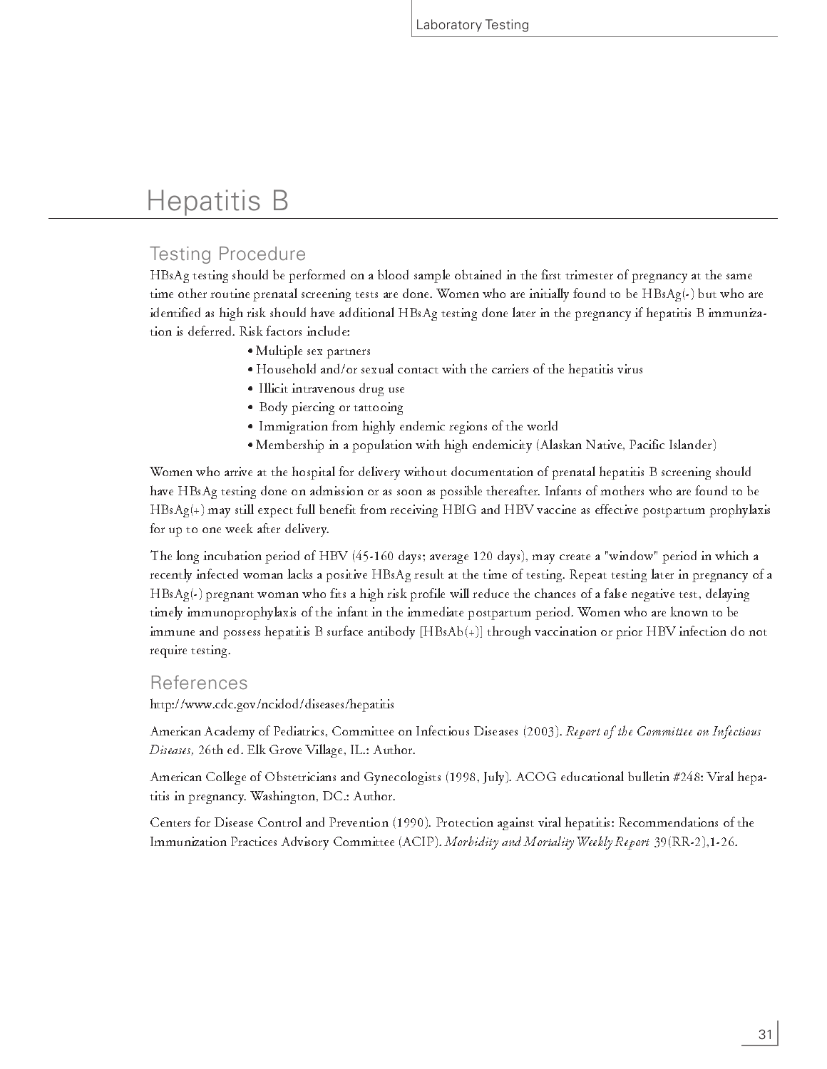# Hepatitis B

## Testing Procedure

HBsAg testing should be performed on a blood sample obtained in the first trimester of pregnancy at the same time other routine prenatal screening tests are done. Women who are initially found to be HBsAg(-) but who are identified as high risk should have additional HBsAg testing done later in the pregnancy if hepatitis B immunization is deferred. Risk factors include:

- Multiple sex partners
- Household and/or sexual contact with the carriers of the hepatitis virus
- Illicit intravenous drug use
- Body piercing or tattooing
- Immigration from highly endemic regions of the world
- Membership in a population with high endemicity (Alaskan Native, Pacific Islander)

Women who arrive at the hospital for delivery without documentation of prenatal hepatitis B screening should have HBsAg testing done on admission or as soon as possible thereafter. Infants of mothers who are found to be HBsAg(+) may still expect full benefit from receiving HBIG and HBV vaccine as effective postpartum prophylaxis for up to one week after delivery.

The long incubation period of HBV (45-160 days; average 120 days), may create a "window" period in which a recently infected woman lacks a positive HBsAg result at the time of testing. Repeat testing later in pregnancy of a HBsAg(-) pregnant woman who fits a high risk profile will reduce the chances of a false negative test, delaying timely immunoprophylaxis of the infant in the immediate postpartum period. Women who are known to be immune and possess hepatitis B surface antibody [HBsAb(+)] through vaccination or prior HBV infection do not require testing.

## References

http://www.cdc.gov/ncidod/diseases/hepatitis

American Academy of Pediatrics, Committee on Infectious Diseases (2003). *Report of the Committee on Infectious Diseases,* 26th ed. Elk Grove Village, IL.: Author.

American College of Obstetricians and Gynecologists (1998, July). ACOG educational bulletin #248: Viral hepatitis in pregnancy. Washington, DC.: Author.

Centers for Disease Control and Prevention (1990). Protection against viral hepatitis: Recommendations of the Immunization Practices Advisory Committee (ACIP). *Morbidity and Mortality Weekly Report* 39(RR-2),1-26.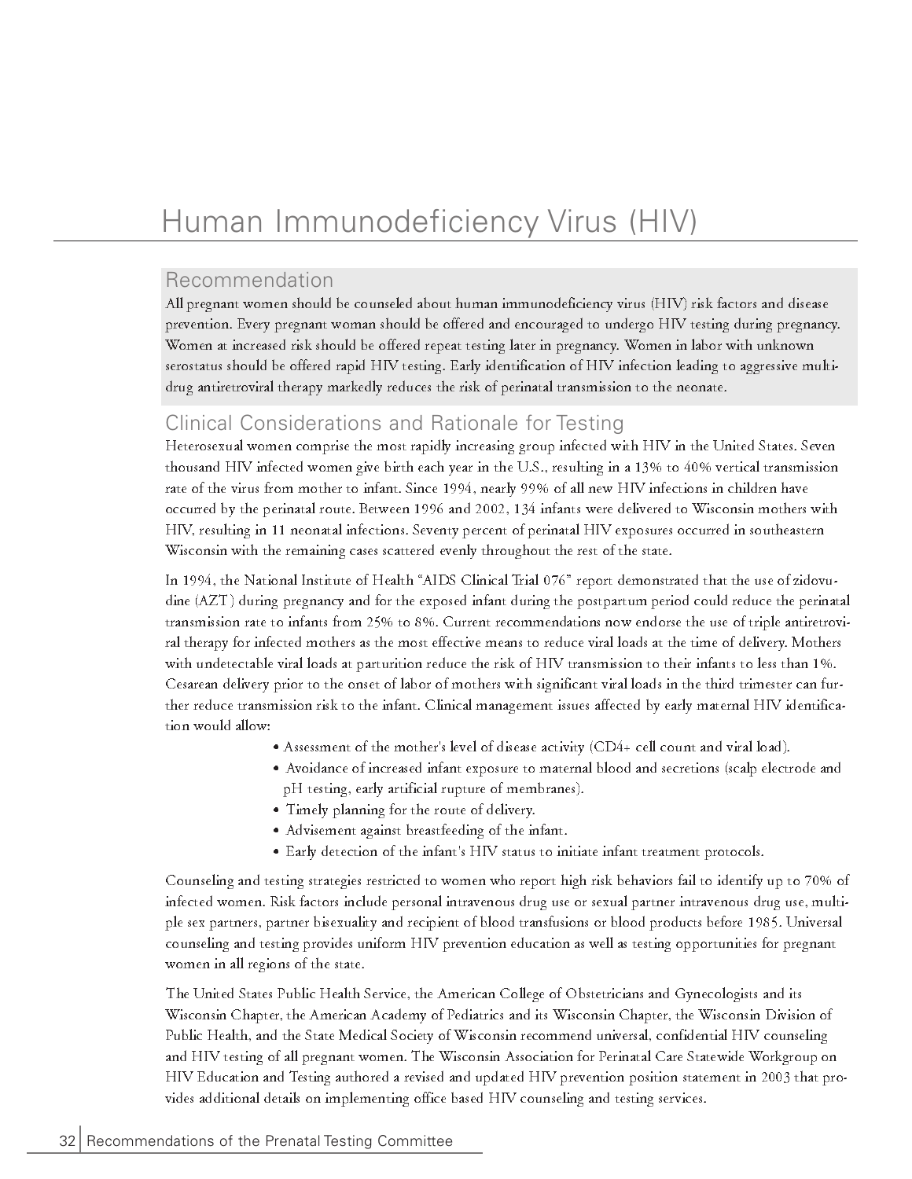# Human Immunodeficiency Virus (HIV)

## Recommendation

All pregnant women should be counseled about human immunodeficiency virus (HIV) risk factors and disease prevention. Every pregnant woman should be offered and encouraged to undergo HIV testing during pregnancy. Women at increased risk should be offered repeat testing later in pregnancy. Women in labor with unknown serostatus should be offered rapid HIV testing. Early identification of HIV infection leading to aggressive multi-drug antiretroviral therapy markedly reduces the risk of perinatal transmission to the neonate.

## Clinical Considerations and Rationale for Testing

Heterosexual women comprise the most rapidly increasing group infected with HIV in the United States. Seven thousand HIV infected women give birth each year in the U.S., resulting in a 13% to 40% vertical transmission rate of the virus from mother to infant. Since 1994, nearly 99% of all new HIV infections in children have occurred by the perinatal route. Between 1996 and 2002, 134 infants were delivered to Wisconsin mothers with HIV, resulting in 11 neonatal infections. Seventy percent of perinatal HIV exposures occurred in southeastern Wisconsin with the remaining cases scattered evenly throughout the rest of the state.

In 1994, the National Institute of Health "AIDS Clinical Trial 076" report demonstrated that the use of zidovudine (AZT) during pregnancy and for the exposed infant during the postpartum period could reduce the perinatal transmission rate to infants from 25% to 8%. Current recommendations now endorse the use of triple antiretroviral therapy for infected mothers as the most effective means to reduce viral loads at the time of delivery. Mothers with undetectable viral loads at parturition reduce the risk of HIV transmission to their infants to less than 1%. Cesarean delivery prior to the onset of labor of mothers with significant viral loads in the third trimester can further reduce transmission risk to the infant. Clinical management issues affected by early maternal HIV identification would allow:

- Assessment of the mother's level of disease activity (CD4+ cell count and viral load).
- Avoidance of increased infant exposure to maternal blood and secretions (scalp electrode and pH testing, early artificial rupture of membranes).
- Timely planning for the route of delivery.
- Advisement against breastfeeding of the infant.
- Early detection of the infant's HIV status to initiate infant treatment protocols.

Counseling and testing strategies restricted to women who report high risk behaviors fail to identify up to 70% of infected women. Risk factors include personal intravenous drug use or sexual partner intravenous drug use, multiple sex partners, partner bisexuality and recipient of blood transfusions or blood products before 1985. Universal counseling and testing provides uniform HIV prevention education as well as testing opportunities for pregnant women in all regions of the state.

The United States Public Health Service, the American College of Obstetricians and Gynecologists and its Wisconsin Chapter, the American Academy of Pediatrics and its Wisconsin Chapter, the Wisconsin Division of Public Health, and the State Medical Society of Wisconsin recommend universal, confidential HIV counseling and HIV testing of all pregnant women. The Wisconsin Association for Perinatal Care Statewide Workgroup on HIV Education and Testing authored a revised and updated HIV prevention position statement in 2003 that provides additional details on implementing office based HIV counseling and testing services.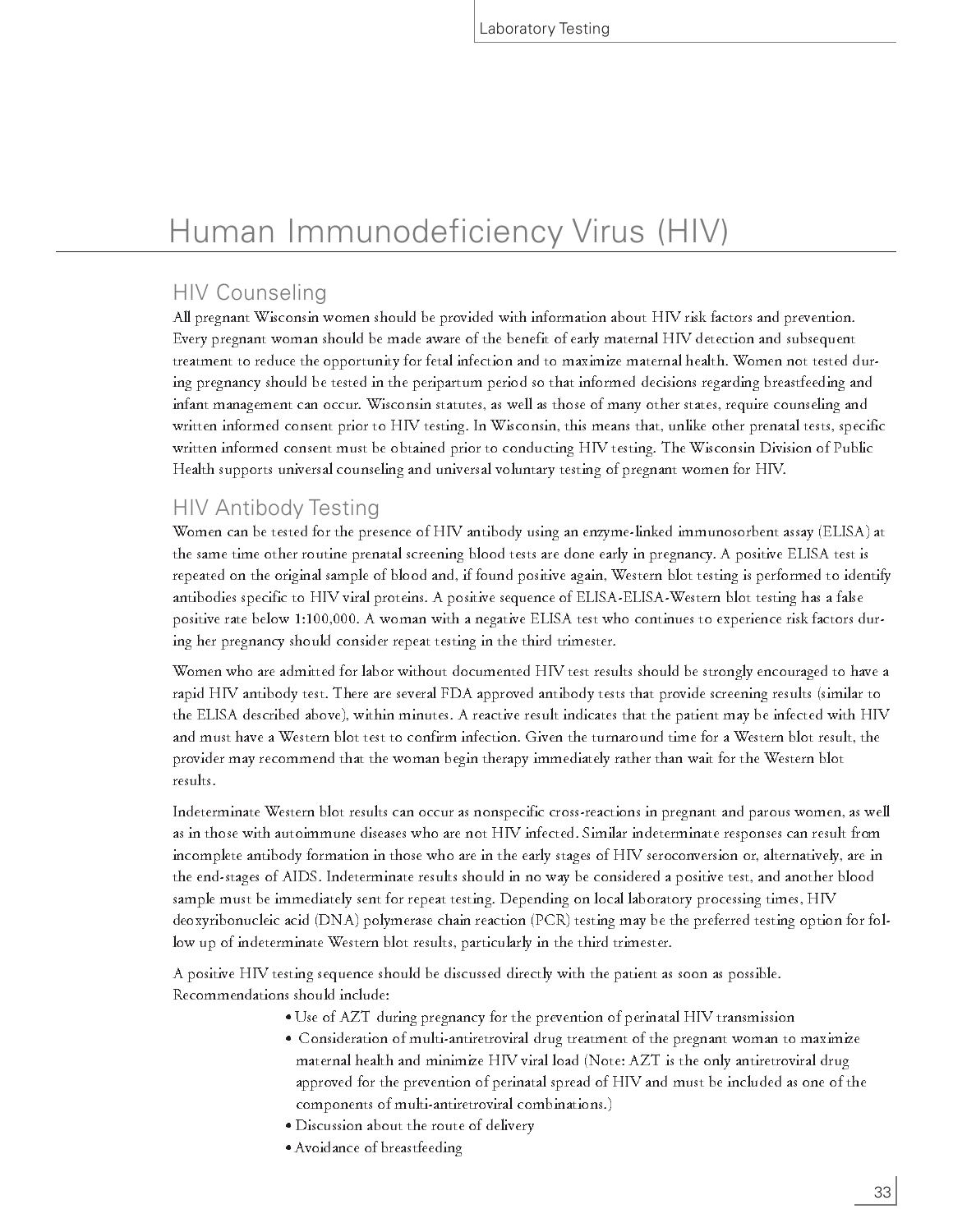# Human Immunodeficiency Virus (HIV)

## HIV Counseling

All pregnant Wisconsin women should be provided with information about HIV risk factors and prevention. Every pregnant woman should be made aware of the benefit of early maternal HIV detection and subsequent treatment to reduce the opportunity for fetal infection and to maximize maternal health. Women not tested during pregnancy should be tested in the peripartum period so that informed decisions regarding breastfeeding and infant management can occur. Wisconsin statutes, as well as those of many other states, require counseling and written informed consent prior to HIV testing. In Wisconsin, this means that, unlike other prenatal tests, specific written informed consent must be obtained prior to conducting HIV testing. The Wisconsin Division of Public Health supports universal counseling and universal voluntary testing of pregnant women for HIV.

## HIV Antibody Testing

Women can be tested for the presence of HIV antibody using an enzyme-linked immunosorbent assay (ELISA) at the same time other routine prenatal screening blood tests are done early in pregnancy. A positive ELISA test is repeated on the original sample of blood and, if found positive again, Western blot testing is performed to identify antibodies specific to HIV viral proteins. A positive sequence of ELISA-ELISA-Western blot testing has a false positive rate below 1:100,000. A woman with a negative ELISA test who continues to experience risk factors during her pregnancy should consider repeat testing in the third trimester.

Women who are admitted for labor without documented HIV test results should be strongly encouraged to have a rapid HIV antibody test. There are several FDA approved antibody tests that provide screening results (similar to the ELISA described above), within minutes. A reactive result indicates that the patient may be infected with HIV and must have a Western blot test to confirm infection. Given the turnaround time for a Western blot result, the provider may recommend that the woman begin therapy immediately rather than wait for the Western blot results.

Indeterminate Western blot results can occur as nonspecific cross-reactions in pregnant and parous women, as well as in those with autoimmune diseases who are not HIV infected. Similar indeterminate responses can result from incomplete antibody formation in those who are in the early stages of HIV seroconversion or, alternatively, are in the end-stages of AIDS. Indeterminate results should in no way be considered a positive test, and another blood sample must be immediately sent for repeat testing. Depending on local laboratory processing times, HIV deoxyribonucleic acid (DNA) polymerase chain reaction (PCR) testing may be the preferred testing option for follow up of indeterminate Western blot results, particularly in the third trimester.

A positive HIV testing sequence should be discussed directly with the patient as soon as possible. Recommendations should include:

- Use of AZT during pregnancy for the prevention of perinatal HIV transmission
- Consideration of multi-antiretroviral drug treatment of the pregnant woman to maximize maternal health and minimize HIV viral load (Note: AZT is the only antiretroviral drug approved for the prevention of perinatal spread of HIV and must be included as one of the components of multi-antiretroviral combinations.)
- Discussion about the route of delivery
- Avoidance of breastfeeding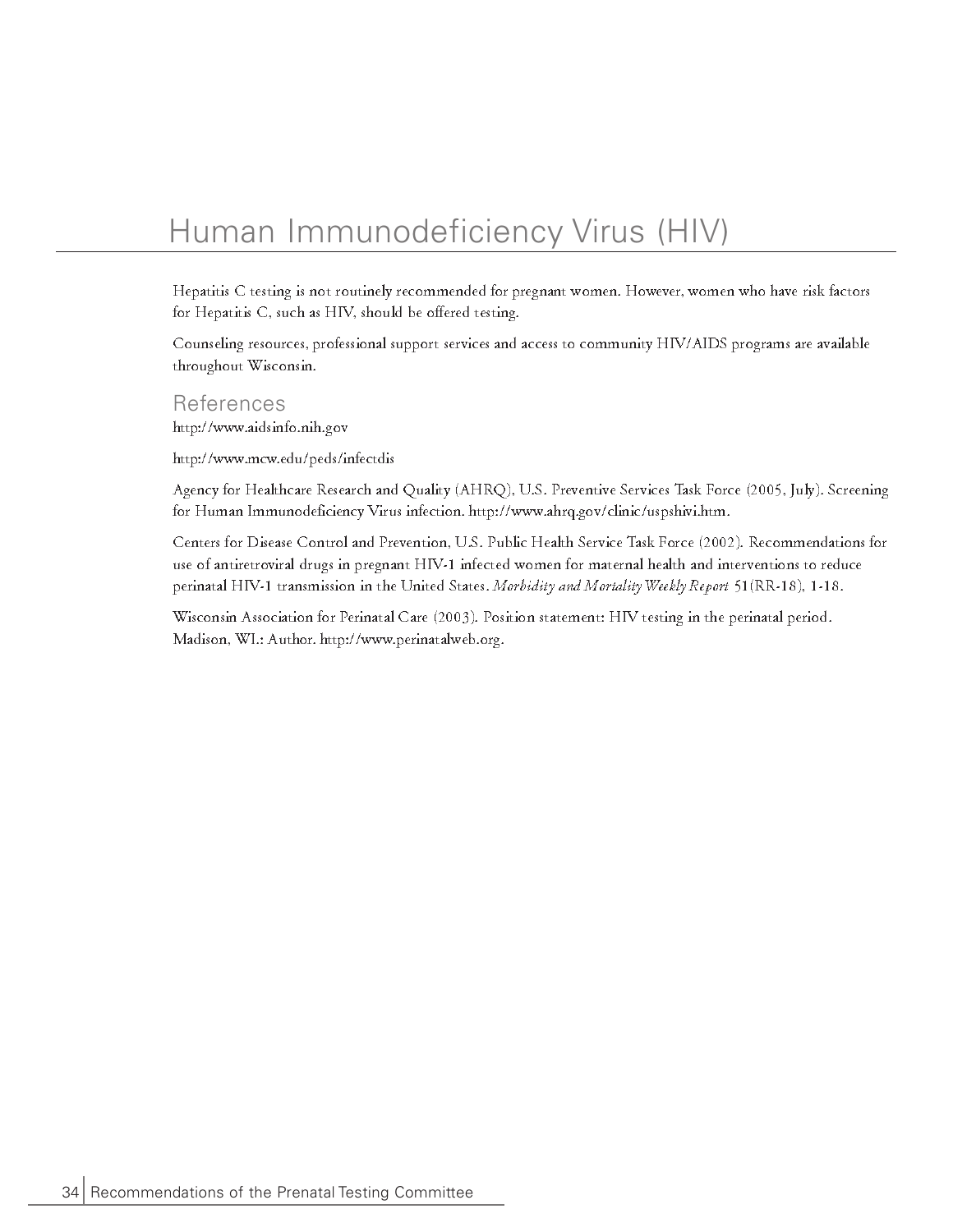# Human Immunodeficiency Virus (HIV)

Hepatitis C testing is not routinely recommended for pregnant women. However, women who have risk factors for Hepatitis C, such as HIV, should be offered testing.

Counseling resources, professional support services and access to community HIV/AIDS programs are available throughout Wisconsin.

## References

http://www.aidsinfo.nih.gov

http://www.mcw.edu/peds/infectdis

Agency for Healthcare Research and Quality (AHRQ), U.S. Preventive Services Task Force (2005, July). Screening for Human Immunodeficiency Virus infection. http://www.ahrq.gov/clinic/uspshivi.htm.

Centers for Disease Control and Prevention, U.S. Public Health Service Task Force (2002). Recommendations for use of antiretroviral drugs in pregnant HIV-1 infected women for maternal health and interventions to reduce perinatal HIV-1 transmission in the United States. *Morbidity and Mortality Weekly Report* 51(RR-18), 1-18.

Wisconsin Association for Perinatal Care (2003). Position statement: HIV testing in the perinatal period. Madison, WI.: Author. http://www.perinatalweb.org.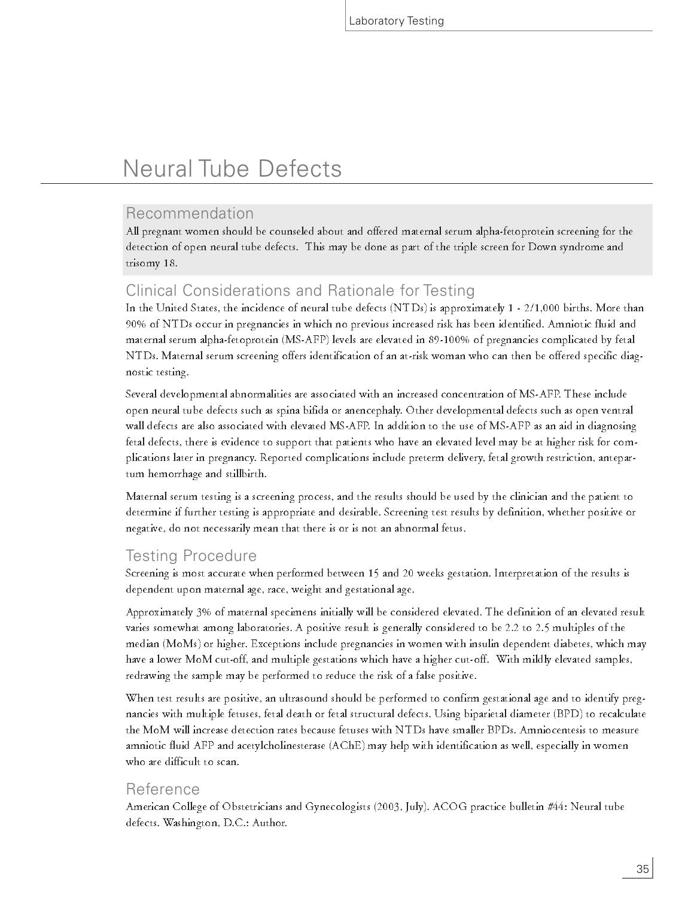# Neural Tube Defects

## Recommendation

All pregnant women should be counseled about and offered maternal serum alpha-fetoprotein screening for the detection of open neural tube defects. This may be done as part of the triple screen for Down syndrome and trisomy 18.

## Clinical Considerations and Rationale for Testing

In the United States, the incidence of neural tube defects (NTDs) is approximately 1 - 2/1,000 births. More than 90% of NTDs occur in pregnancies in which no previous increased risk has been identified. Amniotic fluid and maternal serum alpha-fetoprotein (MS-AFP) levels are elevated in 89-100% of pregnancies complicated by fetal NTDs. Maternal serum screening offers identification of an at-risk woman who can then be offered specific diagnostic testing.

Several developmental abnormalities are associated with an increased concentration of MS-AFP. These include open neural tube defects such as spina bifida or anencephaly. Other developmental defects such as open ventral wall defects are also associated with elevated MS-AFP. In addition to the use of MS-AFP as an aid in diagnosing fetal defects, there is evidence to support that patients who have an elevated level may be at higher risk for complications later in pregnancy. Reported complications include preterm delivery, fetal growth restriction, antepartum hemorrhage and stillbirth.

Maternal serum testing is a screening process, and the results should be used by the clinician and the patient to determine if further testing is appropriate and desirable. Screening test results by definition, whether positive or negative, do not necessarily mean that there is or is not an abnormal fetus.

## Testing Procedure

Screening is most accurate when performed between 15 and 20 weeks gestation. Interpretation of the results is dependent upon maternal age, race, weight and gestational age.

Approximately 3% of maternal specimens initially will be considered elevated. The definition of an elevated result varies somewhat among laboratories. A positive result is generally considered to be 2.2 to 2.5 multiples of the median (MoMs) or higher. Exceptions include pregnancies in women with insulin dependent diabetes, which may have a lower MoM cut-off, and multiple gestations which have a higher cut-off. With mildly elevated samples, redrawing the sample may be performed to reduce the risk of a false positive.

When test results are positive, an ultrasound should be performed to confirm gestational age and to identify pregnancies with multiple fetuses, fetal death or fetal structural defects. Using biparietal diameter (BPD) to recalculate the MoM will increase detection rates because fetuses with NTDs have smaller BPDs. Amniocentesis to measure amniotic fluid AFP and acetylcholinesterase (AChE) may help with identification as well, especially in women who are difficult to scan.

## Reference

American College of Obstetricians and Gynecologists (2003, July). ACOG practice bulletin #44: Neural tube defects. Washington, D.C.: Author.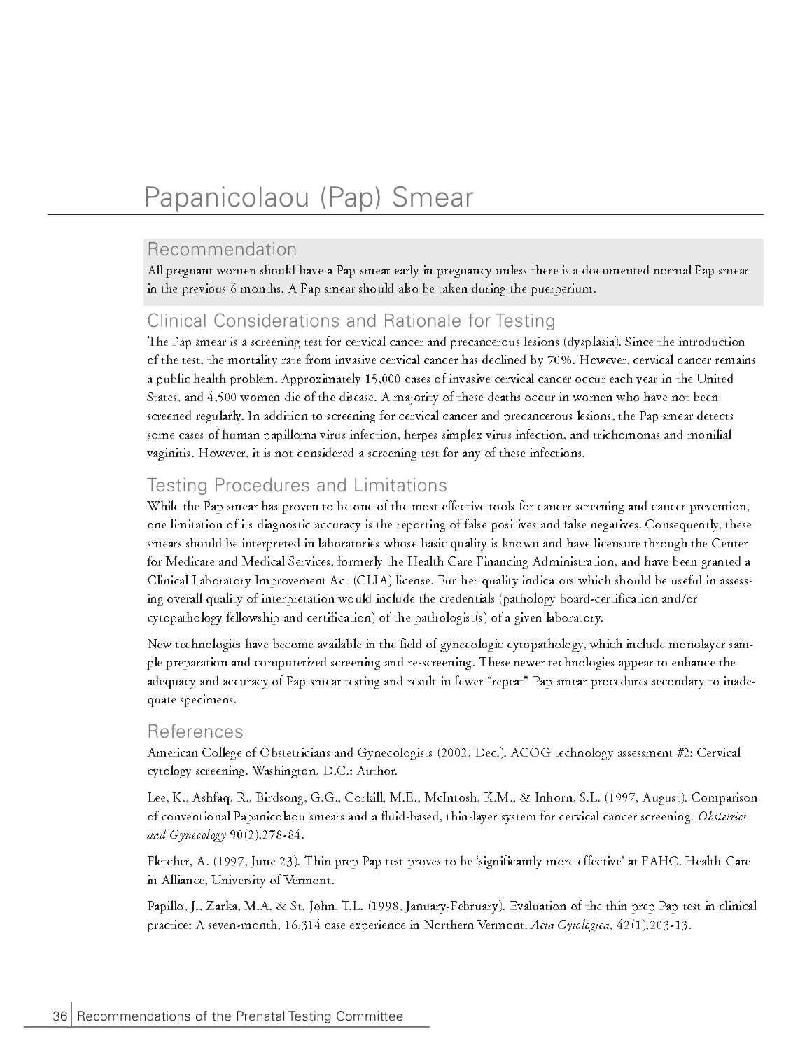# Papanicolaou (Pap) Smear

## Recommendation

All pregnant women should have a Pap smear early in pregnancy unless there is a documented normal Pap smear in the previous 6 months. A Pap smear should also be taken during the puerperium.

## Clinical Considerations and Rationale for Testing

The Pap smear is a screening test for cervical cancer and precancerous lesions (dysplasia). Since the introduction of the test, the mortality rate from invasive cervical cancer has declined by 70%. However, cervical cancer remains a public health problem. Approximately 15,000 cases of invasive cervical cancer occur each year in the United States, and 4,500 women die of the disease. A majority of these deaths occur in women who have not been screened regularly. In addition to screening for cervical cancer and precancerous lesions, the Pap smear detects some cases of human papilloma virus infection, herpes simplex virus infection, and trichomonas and monilial vaginitis. However, it is not considered a screening test for any of these infections.

## Testing Procedures and Limitations

While the Pap smear has proven to be one of the most effective tools for cancer screening and cancer prevention, one limitation of its diagnostic accuracy is the reporting of false positives and false negatives. Consequently, these smears should be interpreted in laboratories whose basic quality is known and have licensure through the Center for Medicare and Medical Services, formerly the Health Care Financing Administration, and have been granted a Clinical Laboratory Improvement Act (CLIA) license. Further quality indicators which should be useful in assessing overall quality of interpretation would include the credentials (pathology board-certification and/or cytopathology fellowship and certification) of the pathologist(s) of a given laboratory.

New technologies have become available in the field of gynecologic cytopathology, which include monolayer sample preparation and computerized screening and re-screening. These newer technologies appear to enhance the adequacy and accuracy of Pap smear testing and result in fewer "repeat" Pap smear procedures secondary to inadequate specimens.

## References

American College of Obstetricians and Gynecologists (2002, Dec.). ACOG technology assessment #2: Cervical cytology screening. Washington, D.C.: Author.

Lee, K., Ashfaq, R., Birdsong, G.G., Corkill, M.E., McIntosh, K.M., & Inhorn, S.L. (1997, August). Comparison of conventional Papanicolaou smears and a fluid-based, thin-layer system for cervical cancer screening. *Obstetrics and Gynecology* 90(2),278-84.

Fletcher, A. (1997, June 23). Thin prep Pap test proves to be 'significantly more effective' at FAHC. Health Care in Alliance, University of Vermont.

Papillo, J., Zarka, M.A. & St. John, T.L. (1998, January-February). Evaluation of the thin prep Pap test in clinical practice: A seven-month, 16,314 case experience in Northern Vermont. *Acta Cytologica,* 42(1),203-13.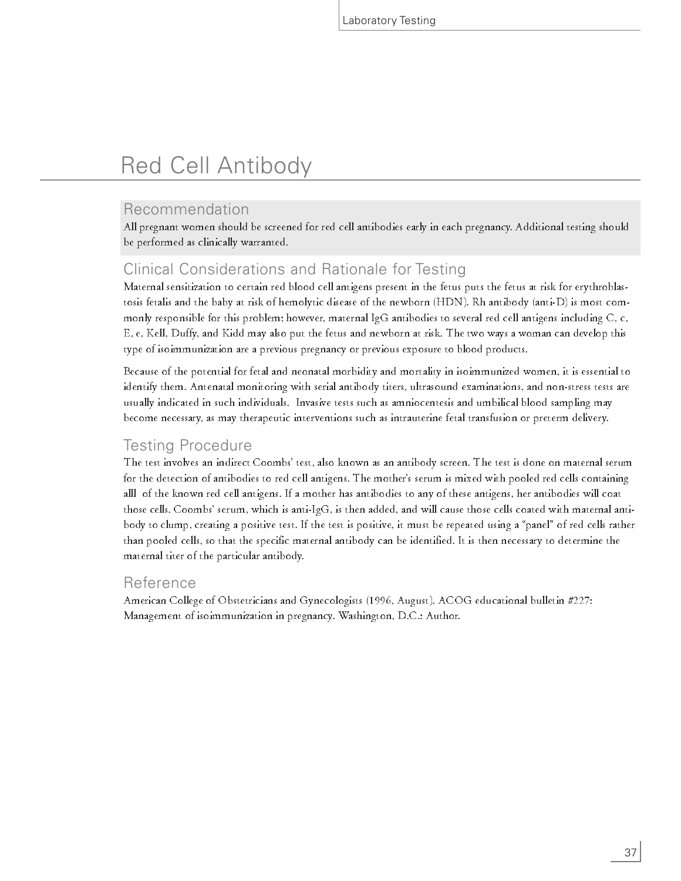# Red Cell Antibody

## Recommendation

All pregnant women should be screened for red cell antibodies early in each pregnancy. Additional testing should be performed as clinically warranted.

## Clinical Considerations and Rationale for Testing

Maternal sensitization to certain red blood cell antigens present in the fetus puts the fetus at risk for erythroblastosis fetalis and the baby at risk of hemolytic disease of the newborn (HDN). Rh antibody (anti-D) is most commonly responsible for this problem; however, maternal IgG antibodies to several red cell antigens including C, c, E, e, Kell, Duffy, and Kidd may also put the fetus and newborn at risk. The two ways a woman can develop this type of isoimmunization are a previous pregnancy or previous exposure to blood products.

Because of the potential for fetal and neonatal morbidity and mortality in isoimmunized women, it is essential to identify them. Antenatal monitoring with serial antibody titers, ultrasound examinations, and non-stress tests are usually indicated in such individuals. Invasive tests such as amniocentesis and umbilical blood sampling may become necessary, as may therapeutic interventions such as intrauterine fetal transfusion or preterm delivery.

## Testing Procedure

The test involves an indirect Coombs' test, also known as an antibody screen. The test is done on maternal serum for the detection of antibodies to red cell antigens. The mother's serum is mixed with pooled red cells containing alll of the known red cell antigens. If a mother has antibodies to any of these antigens, her antibodies will coat those cells. Coombs' serum, which is anti-IgG, is then added, and will cause those cells coated with maternal antibody to clump, creating a positive test. If the test is positive, it must be repeated using a "panel" of red cells rather than pooled cells, so that the specific maternal antibody can be identified. It is then necessary to determine the maternal titer of the particular antibody.

## Reference

American College of Obstetricians and Gynecologists (1996, August). ACOG educational bulletin #227: Management of isoimmunization in pregnancy. Washington, D.C.: Author.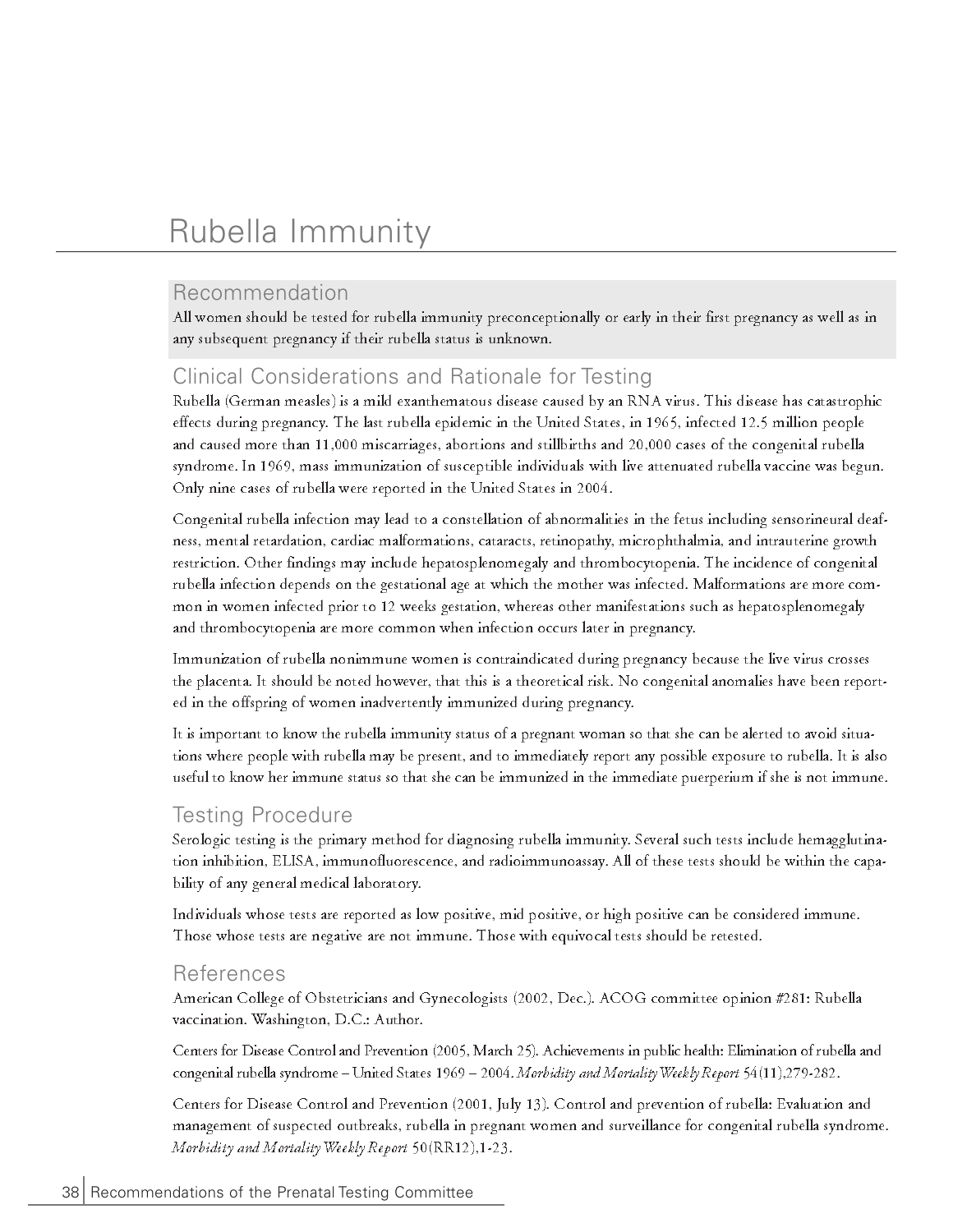# Rubella Immunity

## Recommendation

All women should be tested for rubella immunity preconceptionally or early in their first pregnancy as well as in any subsequent pregnancy if their rubella status is unknown.

## Clinical Considerations and Rationale for Testing

Rubella (German measles) is a mild exanthematous disease caused by an RNA virus. This disease has catastrophic effects during pregnancy. The last rubella epidemic in the United States, in 1965, infected 12.5 million people and caused more than 11,000 miscarriages, abortions and stillbirths and 20,000 cases of the congenital rubella syndrome. In 1969, mass immunization of susceptible individuals with live attenuated rubella vaccine was begun. Only nine cases of rubella were reported in the United States in 2004.

Congenital rubella infection may lead to a constellation of abnormalities in the fetus including sensorineural deafness, mental retardation, cardiac malformations, cataracts, retinopathy, microphthalmia, and intrauterine growth restriction. Other findings may include hepatosplenomegaly and thrombocytopenia. The incidence of congenital rubella infection depends on the gestational age at which the mother was infected. Malformations are more common in women infected prior to 12 weeks gestation, whereas other manifestations such as hepatosplenomegaly and thrombocytopenia are more common when infection occurs later in pregnancy.

Immunization of rubella nonimmune women is contraindicated during pregnancy because the live virus crosses the placenta. It should be noted however, that this is a theoretical risk. No congenital anomalies have been reported in the offspring of women inadvertently immunized during pregnancy.

It is important to know the rubella immunity status of a pregnant woman so that she can be alerted to avoid situations where people with rubella may be present, and to immediately report any possible exposure to rubella. It is also useful to know her immune status so that she can be immunized in the immediate puerperium if she is not immune.

## Testing Procedure

Serologic testing is the primary method for diagnosing rubella immunity. Several such tests include hemagglutination inhibition, ELISA, immunofluorescence, and radioimmunoassay. All of these tests should be within the capability of any general medical laboratory.

Individuals whose tests are reported as low positive, mid positive, or high positive can be considered immune. Those whose tests are negative are not immune. Those with equivocal tests should be retested.

## References

American College of Obstetricians and Gynecologists (2002, Dec.). ACOG committee opinion #281: Rubella vaccination. Washington, D.C.: Author.

Centers for Disease Control and Prevention (2005, March 25). Achievements in public health: Elimination of rubella and congenital rubella syndrome – United States 1969 – 2004. *Morbidity and Mortality Weekly Report* 54(11),279-282.

Centers for Disease Control and Prevention (2001, July 13). Control and prevention of rubella: Evaluation and management of suspected outbreaks, rubella in pregnant women and surveillance for congenital rubella syndrome. *Morbidity and Mortality Weekly Report* 50(RR12),1-23.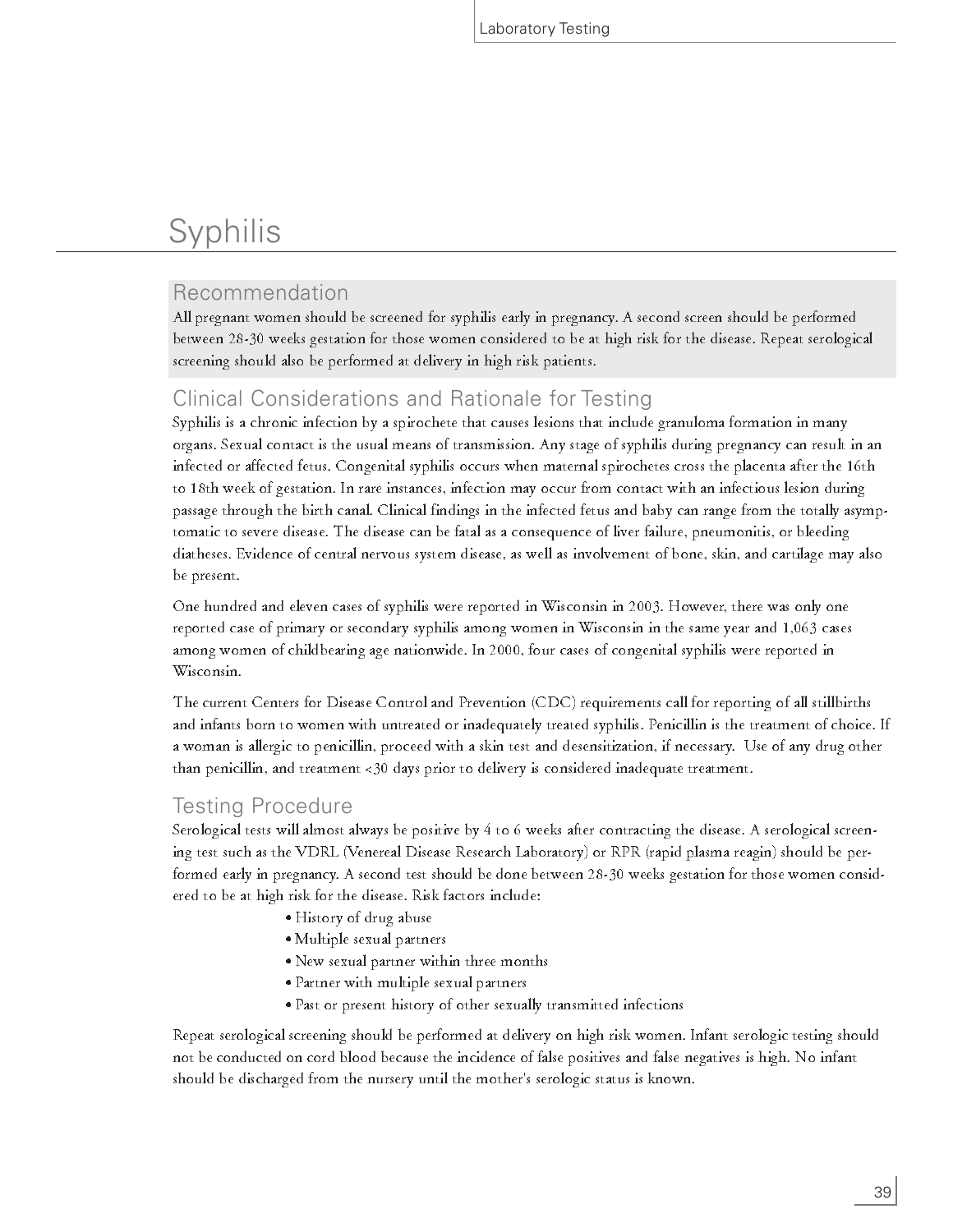# Syphilis

## Recommendation

All pregnant women should be screened for syphilis early in pregnancy. A second screen should be performed between 28-30 weeks gestation for those women considered to be at high risk for the disease. Repeat serological screening should also be performed at delivery in high risk patients.

## Clinical Considerations and Rationale for Testing

Syphilis is a chronic infection by a spirochete that causes lesions that include granuloma formation in many organs. Sexual contact is the usual means of transmission. Any stage of syphilis during pregnancy can result in an infected or affected fetus. Congenital syphilis occurs when maternal spirochetes cross the placenta after the 16th to 18th week of gestation. In rare instances, infection may occur from contact with an infectious lesion during passage through the birth canal. Clinical findings in the infected fetus and baby can range from the totally asymptomatic to severe disease. The disease can be fatal as a consequence of liver failure, pneumonitis, or bleeding diatheses. Evidence of central nervous system disease, as well as involvement of bone, skin, and cartilage may also be present.

One hundred and eleven cases of syphilis were reported in Wisconsin in 2003. However, there was only one reported case of primary or secondary syphilis among women in Wisconsin in the same year and 1,063 cases among women of childbearing age nationwide. In 2000, four cases of congenital syphilis were reported in Wisconsin.

The current Centers for Disease Control and Prevention (CDC) requirements call for reporting of all stillbirths and infants born to women with untreated or inadequately treated syphilis. Penicillin is the treatment of choice. If a woman is allergic to penicillin, proceed with a skin test and desensitization, if necessary. Use of any drug other than penicillin, and treatment <30 days prior to delivery is considered inadequate treatment.

## Testing Procedure

Serological tests will almost always be positive by 4 to 6 weeks after contracting the disease. A serological screening test such as the VDRL (Venereal Disease Research Laboratory) or RPR (rapid plasma reagin) should be performed early in pregnancy. A second test should be done between 28-30 weeks gestation for those women considered to be at high risk for the disease. Risk factors include:

- History of drug abuse
- Multiple sexual partners
- New sexual partner within three months
- Partner with multiple sexual partners
- Past or present history of other sexually transmitted infections

Repeat serological screening should be performed at delivery on high risk women. Infant serologic testing should not be conducted on cord blood because the incidence of false positives and false negatives is high. No infant should be discharged from the nursery until the mother's serologic status is known.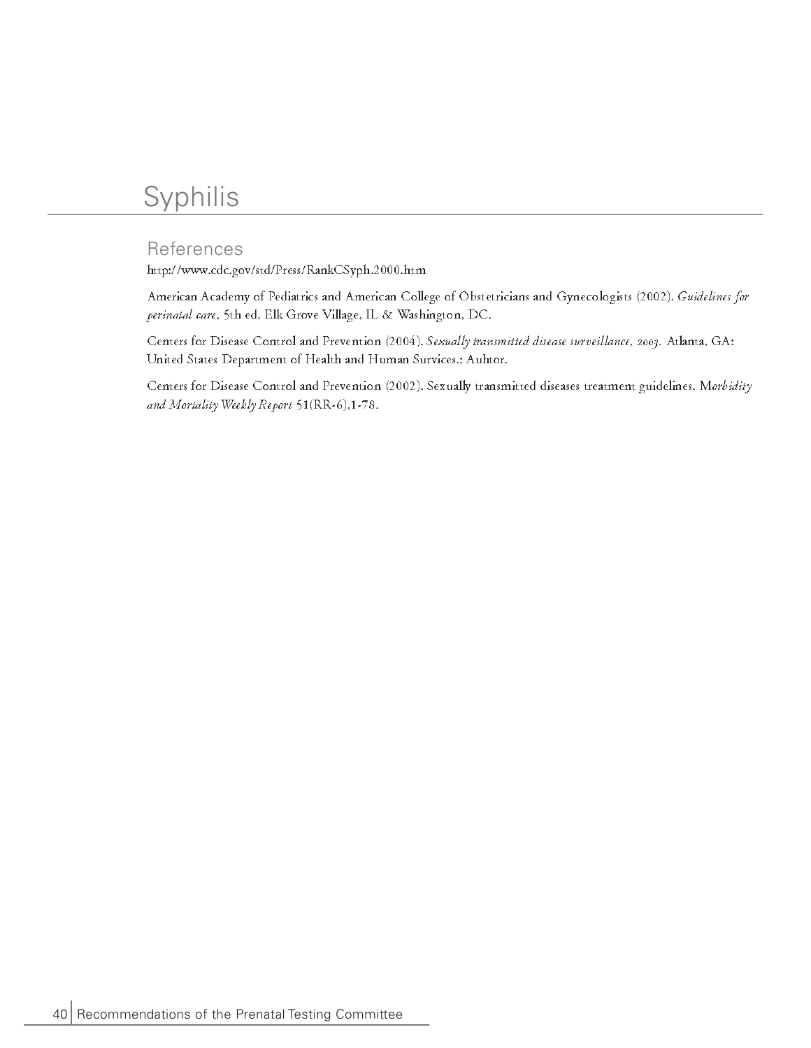# Syphilis

## References

http://www.cdc.gov/std/Press/RankCSyph.2000.htm

American Academy of Pediatrics and American College of Obstetricians and Gynecologists (2002). *Guidelines for perinatal care*, 5th ed. Elk Grove Village, IL & Washington, DC.

Centers for Disease Control and Prevention (2004). *Sexually transmitted disease surveillance, 2003.* Atlanta, GA: United States Department of Health and Human Survices.: Auhtor.

Centers for Disease Control and Prevention (2002). Sexually transmitted diseases treatment guidelines. M*orbidity and Mortality Weekly Report* 51(RR-6),1-78.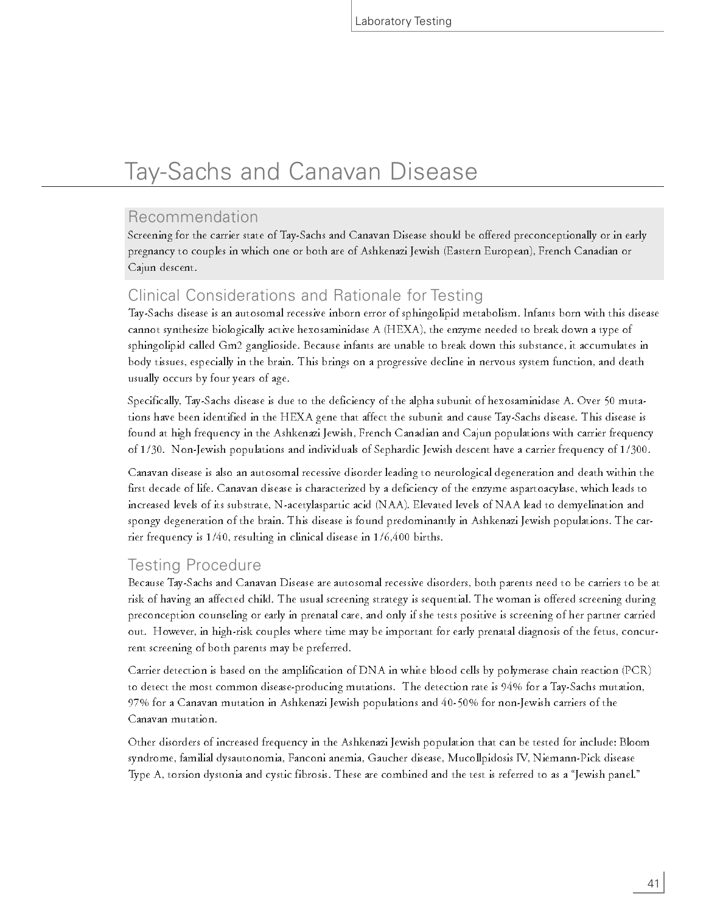# Tay-Sachs and Canavan Disease

## Recommendation

Screening for the carrier state of Tay-Sachs and Canavan Disease should be offered preconceptionally or in early pregnancy to couples in which one or both are of Ashkenazi Jewish (Eastern European), French Canadian or Cajun descent.

## Clinical Considerations and Rationale for Testing

Tay-Sachs disease is an autosomal recessive inborn error of sphingolipid metabolism. Infants born with this disease cannot synthesize biologically active hexosaminidase A (HEXA), the enzyme needed to break down a type of sphingolipid called Gm2 ganglioside. Because infants are unable to break down this substance, it accumulates in body tissues, especially in the brain. This brings on a progressive decline in nervous system function, and death usually occurs by four years of age.

Specifically, Tay-Sachs disease is due to the deficiency of the alpha subunit of hexosaminidase A. Over 50 mutations have been identified in the HEXA gene that affect the subunit and cause Tay-Sachs disease. This disease is found at high frequency in the Ashkenazi Jewish, French Canadian and Cajun populations with carrier frequency of 1/30. Non-Jewish populations and individuals of Sephardic Jewish descent have a carrier frequency of 1/300.

Canavan disease is also an autosomal recessive disorder leading to neurological degeneration and death within the first decade of life. Canavan disease is characterized by a deficiency of the enzyme aspartoacylase, which leads to increased levels of its substrate, N-acetylaspartic acid (NAA). Elevated levels of NAA lead to demyelination and spongy degeneration of the brain. This disease is found predominantly in Ashkenazi Jewish populations. The carrier frequency is 1/40, resulting in clinical disease in 1/6,400 births.

## Testing Procedure

Because Tay-Sachs and Canavan Disease are autosomal recessive disorders, both parents need to be carriers to be at risk of having an affected child. The usual screening strategy is sequential. The woman is offered screening during preconception counseling or early in prenatal care, and only if she tests positive is screening of her partner carried out. However, in high-risk couples where time may be important for early prenatal diagnosis of the fetus, concurrent screening of both parents may be preferred.

Carrier detection is based on the amplification of DNA in white blood cells by polymerase chain reaction (PCR) to detect the most common disease-producing mutations. The detection rate is 94% for a Tay-Sachs mutation, 97% for a Canavan mutation in Ashkenazi Jewish populations and 40-50% for non-Jewish carriers of the Canavan mutation.

Other disorders of increased frequency in the Ashkenazi Jewish population that can be tested for include: Bloom syndrome, familial dysautonomia, Fanconi anemia, Gaucher disease, Mucollpidosis IV, Niemann-Pick disease Type A, torsion dystonia and cystic fibrosis. These are combined and the test is referred to as a "Jewish panel."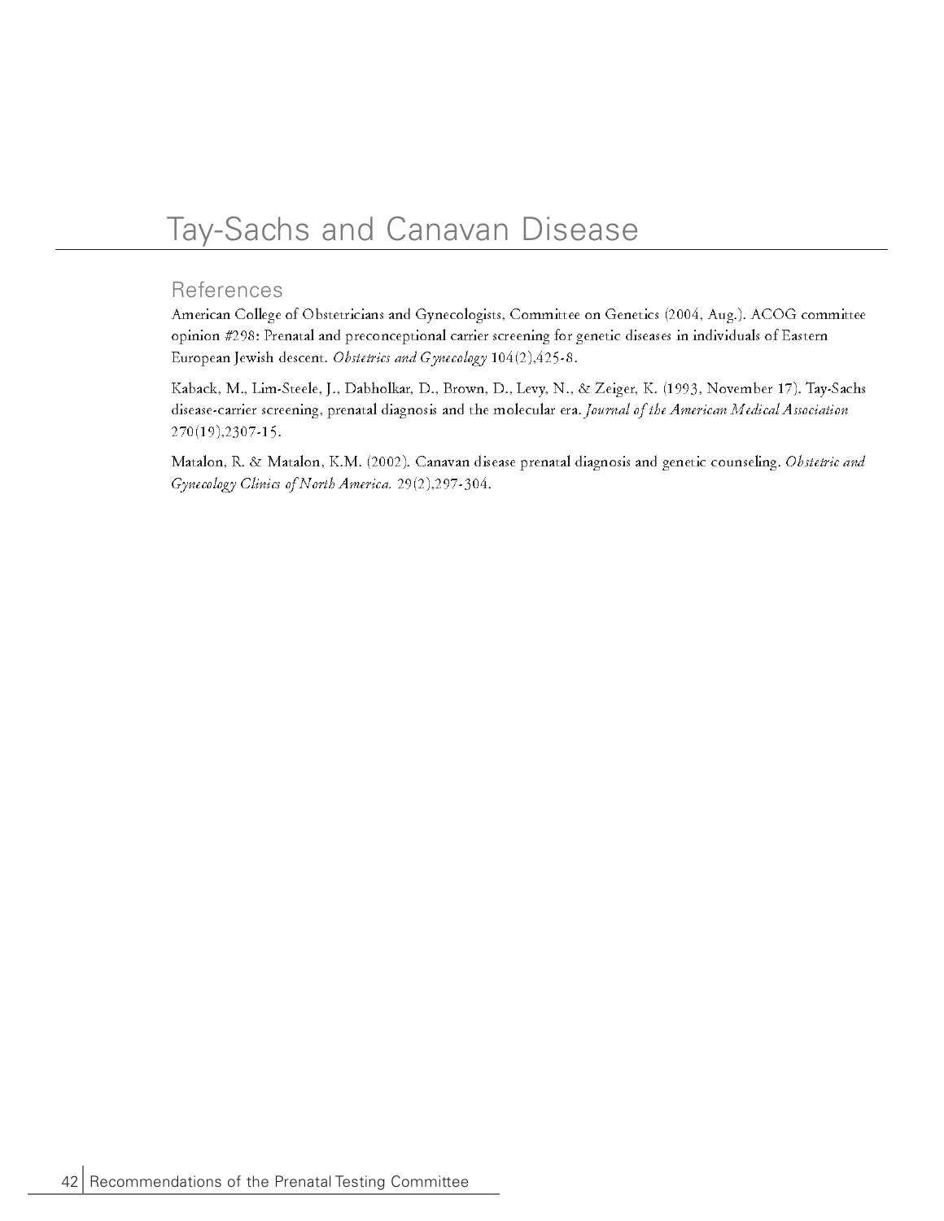# Tay-Sachs and Canavan Disease

## References

American College of Obstetricians and Gynecologists, Committee on Genetics (2004, Aug.). ACOG committee opinion #298: Prenatal and preconceptional carrier screening for genetic diseases in individuals of Eastern European Jewish descent. *Obstetrics and Gynecology* 104(2),425-8.

Kaback, M., Lim-Steele, J., Dabholkar, D., Brown, D., Levy, N., & Zeiger, K. (1993, November 17). Tay-Sachs disease-carrier screening, prenatal diagnosis and the molecular era. *Journal of the American Medical Association* 270(19),2307-15.

Matalon, R. & Matalon, K.M. (2002). Canavan disease prenatal diagnosis and genetic counseling. *Obstetric and Gynecology Clinics of North America.* 29(2),297-304.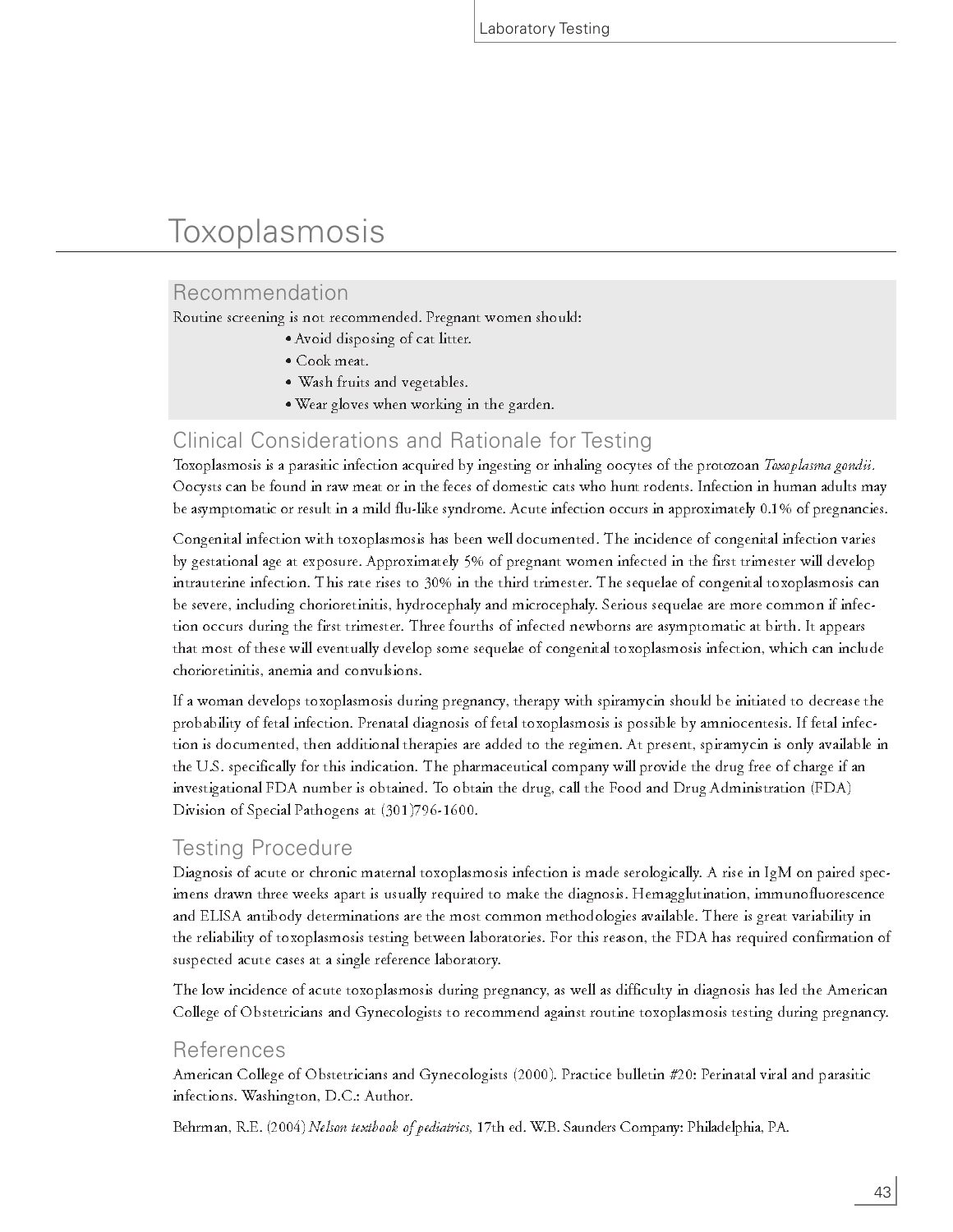# Toxoplasmosis

## Recommendation

Routine screening is not recommended. Pregnant women should:

- Avoid disposing of cat litter.
- Cook meat.
- Wash fruits and vegetables.
- Wear gloves when working in the garden.

## Clinical Considerations and Rationale for Testing

Toxoplasmosis is a parasitic infection acquired by ingesting or inhaling oocytes of the protozoan *Toxoplasma gondii*. Oocysts can be found in raw meat or in the feces of domestic cats who hunt rodents. Infection in human adults may be asymptomatic or result in a mild flu-like syndrome. Acute infection occurs in approximately 0.1% of pregnancies.

Congenital infection with toxoplasmosis has been well documented. The incidence of congenital infection varies by gestational age at exposure. Approximately 5% of pregnant women infected in the first trimester will develop intrauterine infection. This rate rises to 30% in the third trimester. The sequelae of congenital toxoplasmosis can be severe, including chorioretinitis, hydrocephaly and microcephaly. Serious sequelae are more common if infection occurs during the first trimester. Three fourths of infected newborns are asymptomatic at birth. It appears that most of these will eventually develop some sequelae of congenital toxoplasmosis infection, which can include chorioretinitis, anemia and convulsions.

If a woman develops toxoplasmosis during pregnancy, therapy with spiramycin should be initiated to decrease the probability of fetal infection. Prenatal diagnosis of fetal toxoplasmosis is possible by amniocentesis. If fetal infection is documented, then additional therapies are added to the regimen. At present, spiramycin is only available in the U.S. specifically for this indication. The pharmaceutical company will provide the drug free of charge if an investigational FDA number is obtained. To obtain the drug, call the Food and Drug Administration (FDA) Division of Special Pathogens at (301)796-1600.

## Testing Procedure

Diagnosis of acute or chronic maternal toxoplasmosis infection is made serologically. A rise in IgM on paired specimens drawn three weeks apart is usually required to make the diagnosis. Hemagglutination, immunofluorescence and ELISA antibody determinations are the most common methodologies available. There is great variability in the reliability of toxoplasmosis testing between laboratories. For this reason, the FDA has required confirmation of suspected acute cases at a single reference laboratory.

The low incidence of acute toxoplasmosis during pregnancy, as well as difficulty in diagnosis has led the American College of Obstetricians and Gynecologists to recommend against routine toxoplasmosis testing during pregnancy.

## References

American College of Obstetricians and Gynecologists (2000). Practice bulletin #20: Perinatal viral and parasitic infections. Washington, D.C.: Author.

Behrman, R.E. (2004) *Nelson textbook of pediatrics,* 17th ed. W.B. Saunders Company: Philadelphia, PA.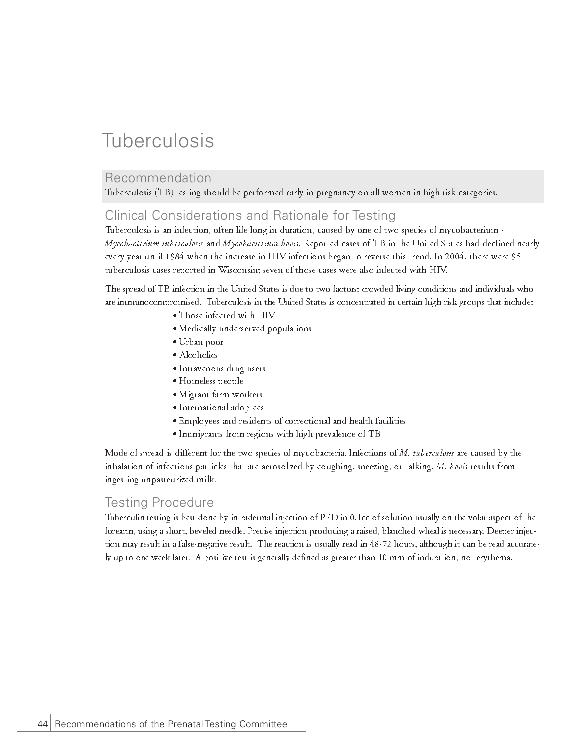# Tuberculosis

## Recommendation

Tuberculosis (TB) testing should be performed early in pregnancy on all women in high risk categories.

## Clinical Considerations and Rationale for Testing

Tuberculosis is an infection, often life long in duration, caused by one of two species of mycobacterium - *Mycobacterium tuberculosis* and *Mycobacterium bovis.* Reported cases of TB in the United States had declined nearly every year until 1984 when the increase in HIV infections began to reverse this trend. In 2004, there were 95 tuberculosis cases reported in Wisconsin; seven of those cases were also infected with HIV.

The spread of TB infection in the United States is due to two factors: crowded living conditions and individuals who are immunocompromised. Tuberculosis in the United States is concentrated in certain high risk groups that include:

- Those infected with HIV
- Medically underserved populations
- Urban poor
- Alcoholics
- Intravenous drug users
- Homeless people
- Migrant farm workers
- International adoptees
- Employees and residents of correctional and health facilities
- Immigrants from regions with high prevalence of TB

Mode of spread is different for the two species of mycobacteria. Infections of *M. tuberculosis* are caused by the inhalation of infectious particles that are aerosolized by coughing, sneezing, or talking. *M. bovis* results from ingesting unpasteurized milk.

## Testing Procedure

Tuberculin testing is best done by intradermal injection of PPD in 0.1cc of solution usually on the volar aspect of the forearm, using a short, beveled needle. Precise injection producing a raised, blanched wheal is necessary. Deeper injection may result in a false-negative result. The reaction is usually read in 48-72 hours, although it can be read accurately up to one week later. A positive test is generally defined as greater than 10 mm of induration, not erythema.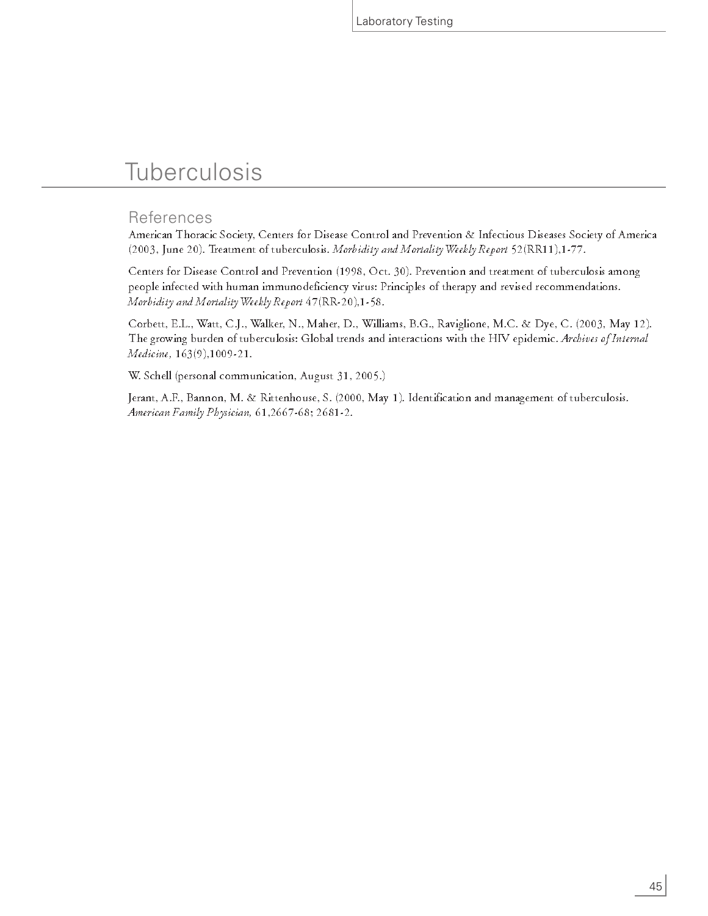# Tuberculosis

## References

American Thoracic Society, Centers for Disease Control and Prevention & Infectious Diseases Society of America (2003, June 20). Treatment of tuberculosis. *Morbidity and Mortality Weekly Report* 52(RR11),1-77.

Centers for Disease Control and Prevention (1998, Oct. 30). Prevention and treatment of tuberculosis among people infected with human immunodeficiency virus: Principles of therapy and revised recommendations. *Morbidity and Mortality Weekly Report* 47(RR-20),1-58.

Corbett, E.L., Watt, C.J., Walker, N., Maher, D., Williams, B.G., Raviglione, M.C. & Dye, C. (2003, May 12). The growing burden of tuberculosis: Global trends and interactions with the HIV epidemic. *Archives of Internal Medicine,* 163(9),1009-21.

W. Schell (personal communication, August 31, 2005.)

Jerant, A.F., Bannon, M. & Rittenhouse, S. (2000, May 1). Identification and management of tuberculosis. *American Family Physician,* 61,2667-68; 2681-2.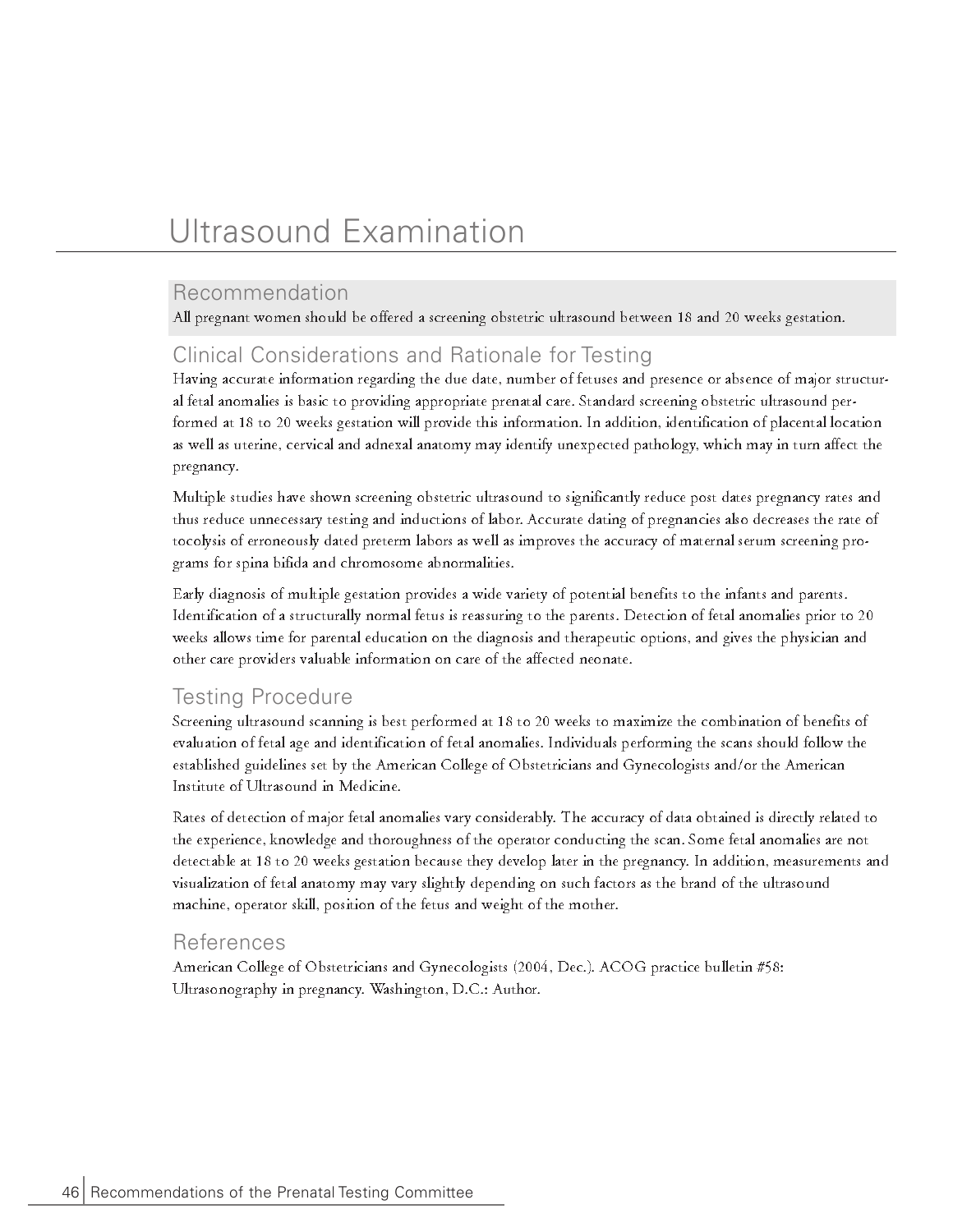# Ultrasound Examination

## Recommendation

All pregnant women should be offered a screening obstetric ultrasound between 18 and 20 weeks gestation.

## Clinical Considerations and Rationale for Testing

Having accurate information regarding the due date, number of fetuses and presence or absence of major structural fetal anomalies is basic to providing appropriate prenatal care. Standard screening obstetric ultrasound performed at 18 to 20 weeks gestation will provide this information. In addition, identification of placental location as well as uterine, cervical and adnexal anatomy may identify unexpected pathology, which may in turn affect the pregnancy.

Multiple studies have shown screening obstetric ultrasound to significantly reduce post dates pregnancy rates and thus reduce unnecessary testing and inductions of labor. Accurate dating of pregnancies also decreases the rate of tocolysis of erroneously dated preterm labors as well as improves the accuracy of maternal serum screening programs for spina bifida and chromosome abnormalities.

Early diagnosis of multiple gestation provides a wide variety of potential benefits to the infants and parents. Identification of a structurally normal fetus is reassuring to the parents. Detection of fetal anomalies prior to 20 weeks allows time for parental education on the diagnosis and therapeutic options, and gives the physician and other care providers valuable information on care of the affected neonate.

## Testing Procedure

Screening ultrasound scanning is best performed at 18 to 20 weeks to maximize the combination of benefits of evaluation of fetal age and identification of fetal anomalies. Individuals performing the scans should follow the established guidelines set by the American College of Obstetricians and Gynecologists and/or the American Institute of Ultrasound in Medicine.

Rates of detection of major fetal anomalies vary considerably. The accuracy of data obtained is directly related to the experience, knowledge and thoroughness of the operator conducting the scan. Some fetal anomalies are not detectable at 18 to 20 weeks gestation because they develop later in the pregnancy. In addition, measurements and visualization of fetal anatomy may vary slightly depending on such factors as the brand of the ultrasound machine, operator skill, position of the fetus and weight of the mother.

## References

American College of Obstetricians and Gynecologists (2004, Dec.). ACOG practice bulletin #58: Ultrasonography in pregnancy. Washington, D.C.: Author.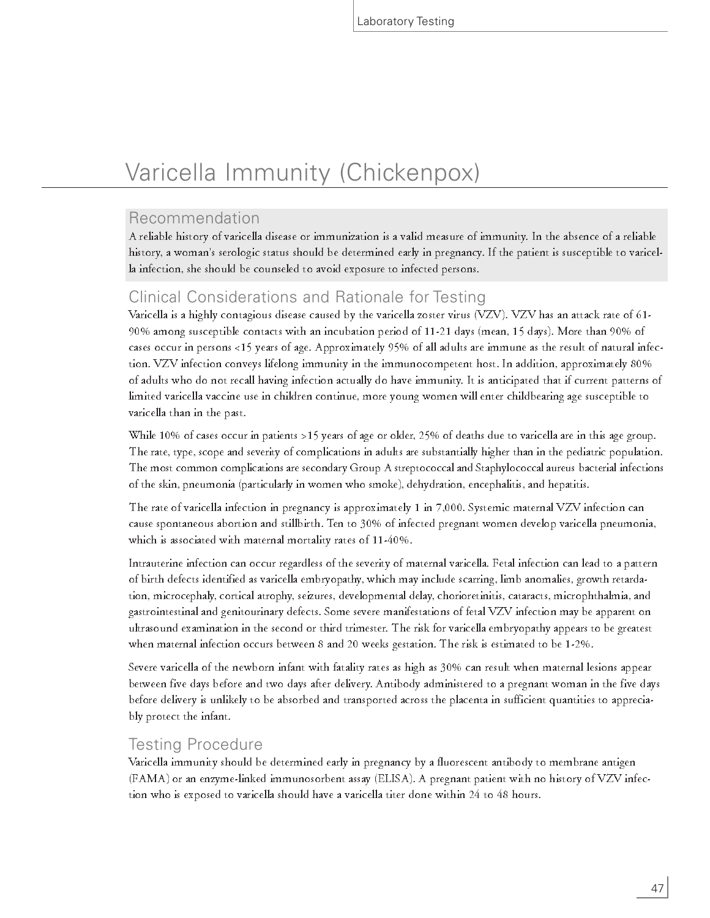# Varicella Immunity (Chickenpox)

## Recommendation

A reliable history of varicella disease or immunization is a valid measure of immunity. In the absence of a reliable history, a woman's serologic status should be determined early in pregnancy. If the patient is susceptible to varicella infection, she should be counseled to avoid exposure to infected persons.

## Clinical Considerations and Rationale for Testing

Varicella is a highly contagious disease caused by the varicella zoster virus (VZV). VZV has an attack rate of 61-90% among susceptible contacts with an incubation period of 11-21 days (mean, 15 days). More than 90% of cases occur in persons <15 years of age. Approximately 95% of all adults are immune as the result of natural infection. VZV infection conveys lifelong immunity in the immunocompetent host. In addition, approximately 80% of adults who do not recall having infection actually do have immunity. It is anticipated that if current patterns of limited varicella vaccine use in children continue, more young women will enter childbearing age susceptible to varicella than in the past.

While 10% of cases occur in patients >15 years of age or older, 25% of deaths due to varicella are in this age group. The rate, type, scope and severity of complications in adults are substantially higher than in the pediatric population. The most common complications are secondary Group A streptococcal and Staphylococcal aureus bacterial infections of the skin, pneumonia (particularly in women who smoke), dehydration, encephalitis, and hepatitis.

The rate of varicella infection in pregnancy is approximately 1 in 7,000. Systemic maternal VZV infection can cause spontaneous abortion and stillbirth. Ten to 30% of infected pregnant women develop varicella pneumonia, which is associated with maternal mortality rates of 11-40%.

Intrauterine infection can occur regardless of the severity of maternal varicella. Fetal infection can lead to a pattern of birth defects identified as varicella embryopathy, which may include scarring, limb anomalies, growth retardation, microcephaly, cortical atrophy, seizures, developmental delay, chorioretinitis, cataracts, microphthalmia, and gastrointestinal and genitourinary defects. Some severe manifestations of fetal VZV infection may be apparent on ultrasound examination in the second or third trimester. The risk for varicella embryopathy appears to be greatest when maternal infection occurs between 8 and 20 weeks gestation. The risk is estimated to be 1-2%.

Severe varicella of the newborn infant with fatality rates as high as 30% can result when maternal lesions appear between five days before and two days after delivery. Antibody administered to a pregnant woman in the five days before delivery is unlikely to be absorbed and transported across the placenta in sufficient quantities to appreciably protect the infant.

## Testing Procedure

Varicella immunity should be determined early in pregnancy by a fluorescent antibody to membrane antigen (FAMA) or an enzyme-linked immunosorbent assay (ELISA). A pregnant patient with no history of VZV infection who is exposed to varicella should have a varicella titer done within 24 to 48 hours.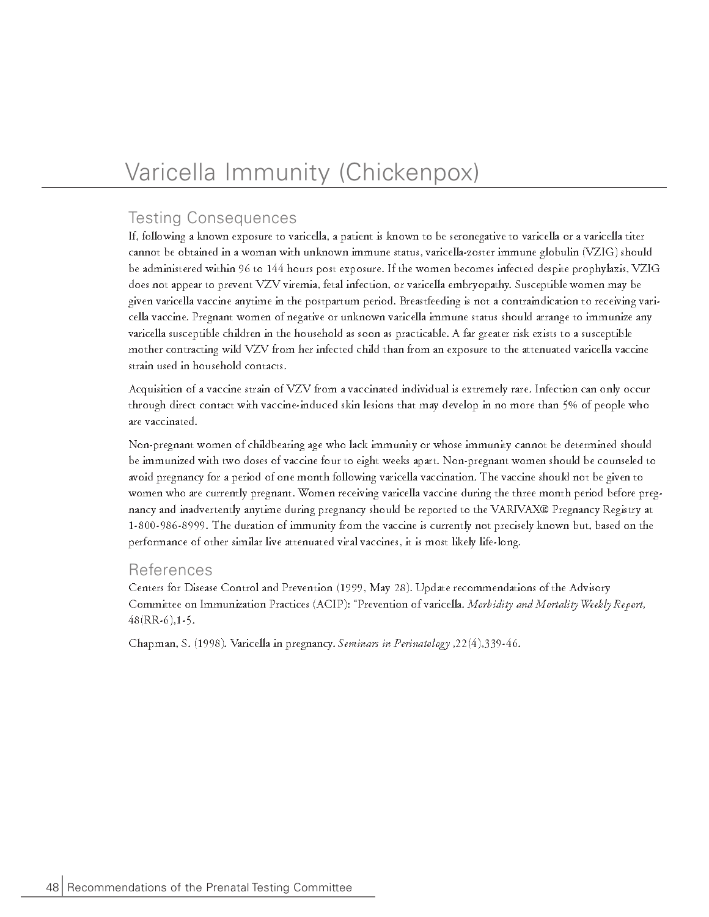# Varicella Immunity (Chickenpox)

## Testing Consequences

If, following a known exposure to varicella, a patient is known to be seronegative to varicella or a varicella titer cannot be obtained in a woman with unknown immune status, varicella-zoster immune globulin (VZIG) should be administered within 96 to 144 hours post exposure. If the women becomes infected despite prophylaxis, VZIG does not appear to prevent VZV viremia, fetal infection, or varicella embryopathy. Susceptible women may be given varicella vaccine anytime in the postpartum period. Breastfeeding is not a contraindication to receiving varicella vaccine. Pregnant women of negative or unknown varicella immune status should arrange to immunize any varicella susceptible children in the household as soon as practicable. A far greater risk exists to a susceptible mother contracting wild VZV from her infected child than from an exposure to the attenuated varicella vaccine strain used in household contacts.

Acquisition of a vaccine strain of VZV from a vaccinated individual is extremely rare. Infection can only occur through direct contact with vaccine-induced skin lesions that may develop in no more than 5% of people who are vaccinated.

Non-pregnant women of childbearing age who lack immunity or whose immunity cannot be determined should be immunized with two doses of vaccine four to eight weeks apart. Non-pregnant women should be counseled to avoid pregnancy for a period of one month following varicella vaccination. The vaccine should not be given to women who are currently pregnant. Women receiving varicella vaccine during the three month period before pregnancy and inadvertently anytime during pregnancy should be reported to the VARIVAX® Pregnancy Registry at 1-800-986-8999. The duration of immunity from the vaccine is currently not precisely known but, based on the performance of other similar live attenuated viral vaccines, it is most likely life-long.

## References

Centers for Disease Control and Prevention (1999, May 28). Update recommendations of the Advisory Committee on Immunization Practices (ACIP): "Prevention of varicella. *Morbidity and Mortality Weekly Report,* 48(RR-6),1-5.

Chapman, S. (1998). Varicella in pregnancy. *Seminars in Perinatology* ,22(4),339-46.